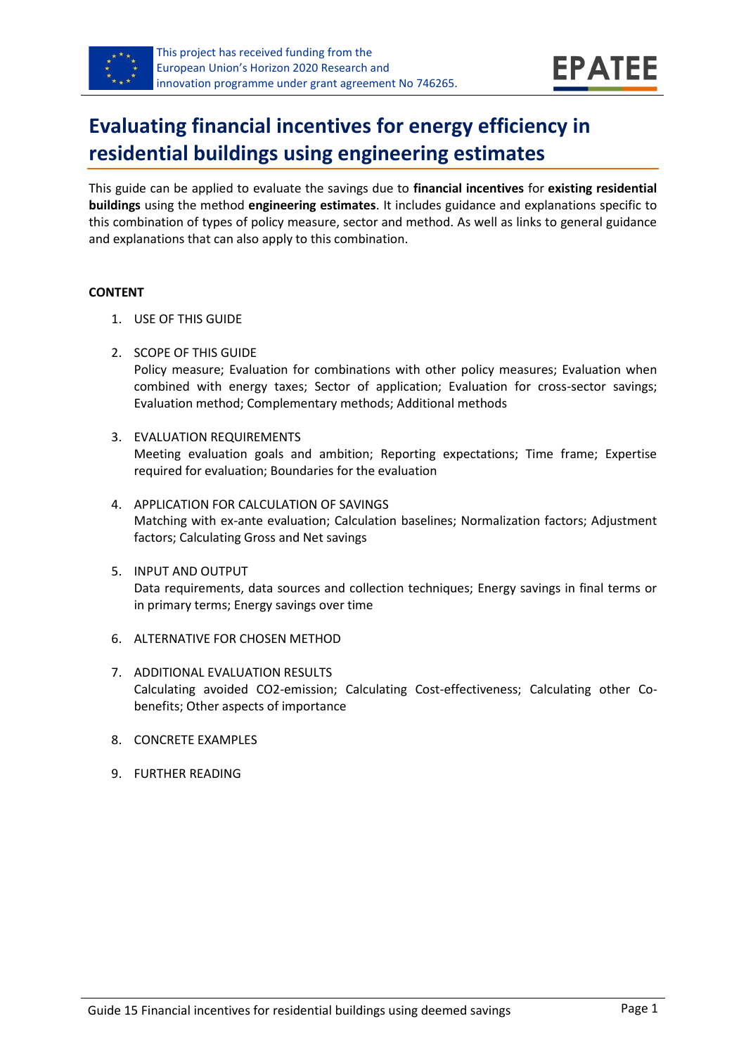# Evaluating financial incentives for energy efficiency in residential buildings using engineering estimates

This guide can be applied to evaluate the savings due to **financial incentives** for **existing residential buildings** using the method **engineering estimates**. It includes guidance and explanations specific to this combination of types of policy measure, sector and method. As well as links to general guidance and explanations that can also apply to this combination.

**CONTENT**

1. USE OF THIS GUIDE
2. SCOPE OF THIS GUIDE
   Policy measure; Evaluation for combinations with other policy measures; Evaluation when combined with energy taxes; Sector of application; Evaluation for cross-sector savings; Evaluation method; Complementary methods; Additional methods
3. EVALUATION REQUIREMENTS
   Meeting evaluation goals and ambition; Reporting expectations; Time frame; Expertise required for evaluation; Boundaries for the evaluation
4. APPLICATION FOR CALCULATION OF SAVINGS
   Matching with ex-ante evaluation; Calculation baselines; Normalization factors; Adjustment factors; Calculating Gross and Net savings
5. INPUT AND OUTPUT
   Data requirements, data sources and collection techniques; Energy savings in final terms or in primary terms; Energy savings over time
6. ALTERNATIVE FOR CHOSEN METHOD
7. ADDITIONAL EVALUATION RESULTS
   Calculating avoided CO2-emission; Calculating Cost-effectiveness; Calculating other Co-benefits; Other aspects of importance
8. CONCRETE EXAMPLES
9. FURTHER READING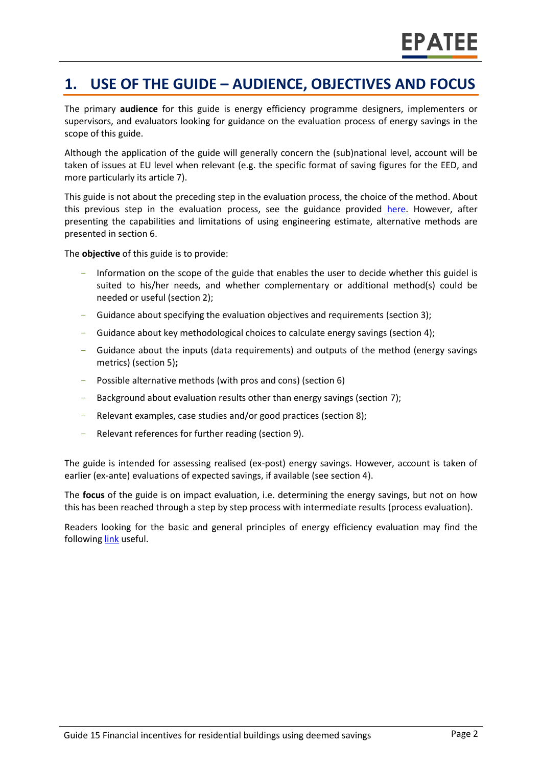# 1. USE OF THE GUIDE – AUDIENCE, OBJECTIVES AND FOCUS

The primary **audience** for this guide is energy efficiency programme designers, implementers or supervisors, and evaluators looking for guidance on the evaluation process of energy savings in the scope of this guide.

Although the application of the guide will generally concern the (sub)national level, account will be taken of issues at EU level when relevant (e.g. the specific format of saving figures for the EED, and more particularly its article 7).

This guide is not about the preceding step in the evaluation process, the choice of the method. About this previous step in the evaluation process, see the guidance provided here. However, after presenting the capabilities and limitations of using engineering estimate, alternative methods are presented in section 6.

The **objective** of this guide is to provide:

- Information on the scope of the guide that enables the user to decide whether this guidel is suited to his/her needs, and whether complementary or additional method(s) could be needed or useful (section 2);
- Guidance about specifying the evaluation objectives and requirements (section 3);
- Guidance about key methodological choices to calculate energy savings (section 4);
- Guidance about the inputs (data requirements) and outputs of the method (energy savings metrics) (section 5)**;**
- Possible alternative methods (with pros and cons) (section 6)
- Background about evaluation results other than energy savings (section 7);
- Relevant examples, case studies and/or good practices (section 8);
- Relevant references for further reading (section 9).

The guide is intended for assessing realised (ex-post) energy savings. However, account is taken of earlier (ex-ante) evaluations of expected savings, if available (see section 4).

The **focus** of the guide is on impact evaluation, i.e. determining the energy savings, but not on how this has been reached through a step by step process with intermediate results (process evaluation).

Readers looking for the basic and general principles of energy efficiency evaluation may find the following link useful.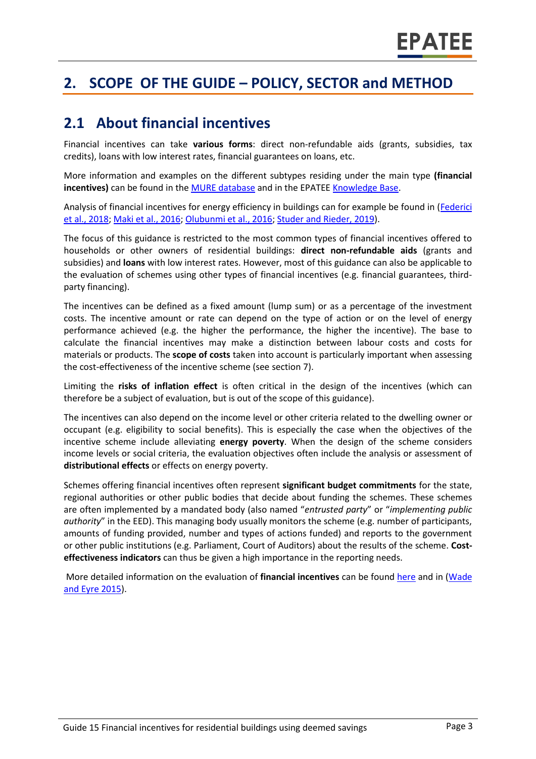# 2. SCOPE OF THE GUIDE – POLICY, SECTOR and METHOD

## 2.1 About financial incentives

Financial incentives can take **various forms**: direct non-refundable aids (grants, subsidies, tax credits), loans with low interest rates, financial guarantees on loans, etc.

More information and examples on the different subtypes residing under the main type **(financial incentives)** can be found in the MURE database and in the EPATEE Knowledge Base.

Analysis of financial incentives for energy efficiency in buildings can for example be found in (Federici et al., 2018; Maki et al., 2016; Olubunmi et al., 2016; Studer and Rieder, 2019).

The focus of this guidance is restricted to the most common types of financial incentives offered to households or other owners of residential buildings: **direct non-refundable aids** (grants and subsidies) and **loans** with low interest rates. However, most of this guidance can also be applicable to the evaluation of schemes using other types of financial incentives (e.g. financial guarantees, third-party financing).

The incentives can be defined as a fixed amount (lump sum) or as a percentage of the investment costs. The incentive amount or rate can depend on the type of action or on the level of energy performance achieved (e.g. the higher the performance, the higher the incentive). The base to calculate the financial incentives may make a distinction between labour costs and costs for materials or products. The **scope of costs** taken into account is particularly important when assessing the cost-effectiveness of the incentive scheme (see section 7).

Limiting the **risks of inflation effect** is often critical in the design of the incentives (which can therefore be a subject of evaluation, but is out of the scope of this guidance).

The incentives can also depend on the income level or other criteria related to the dwelling owner or occupant (e.g. eligibility to social benefits). This is especially the case when the objectives of the incentive scheme include alleviating **energy poverty**. When the design of the scheme considers income levels or social criteria, the evaluation objectives often include the analysis or assessment of **distributional effects** or effects on energy poverty.

Schemes offering financial incentives often represent **significant budget commitments** for the state, regional authorities or other public bodies that decide about funding the schemes. These schemes are often implemented by a mandated body (also named "*entrusted party*" or "*implementing public authority*" in the EED). This managing body usually monitors the scheme (e.g. number of participants, amounts of funding provided, number and types of actions funded) and reports to the government or other public institutions (e.g. Parliament, Court of Auditors) about the results of the scheme. **Cost-effectiveness indicators** can thus be given a high importance in the reporting needs.

More detailed information on the evaluation of **financial incentives** can be found here and in (Wade and Eyre 2015).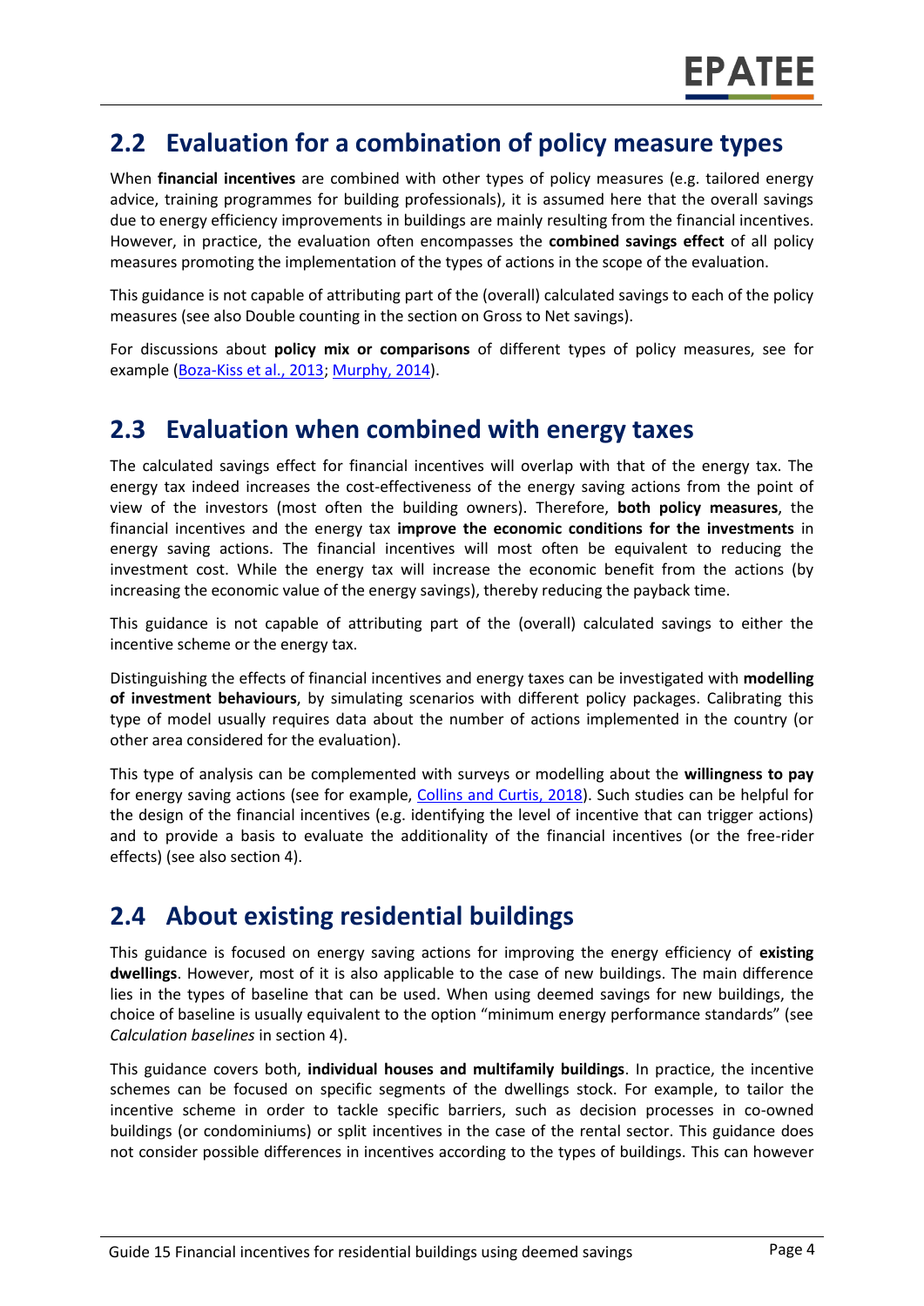## 2.2 Evaluation for a combination of policy measure types

When **financial incentives** are combined with other types of policy measures (e.g. tailored energy advice, training programmes for building professionals), it is assumed here that the overall savings due to energy efficiency improvements in buildings are mainly resulting from the financial incentives. However, in practice, the evaluation often encompasses the **combined savings effect** of all policy measures promoting the implementation of the types of actions in the scope of the evaluation.

This guidance is not capable of attributing part of the (overall) calculated savings to each of the policy measures (see also Double counting in the section on Gross to Net savings).

For discussions about **policy mix or comparisons** of different types of policy measures, see for example (Boza-Kiss et al., 2013; Murphy, 2014).

## 2.3 Evaluation when combined with energy taxes

The calculated savings effect for financial incentives will overlap with that of the energy tax. The energy tax indeed increases the cost-effectiveness of the energy saving actions from the point of view of the investors (most often the building owners). Therefore, **both policy measures**, the financial incentives and the energy tax **improve the economic conditions for the investments** in energy saving actions. The financial incentives will most often be equivalent to reducing the investment cost. While the energy tax will increase the economic benefit from the actions (by increasing the economic value of the energy savings), thereby reducing the payback time.

This guidance is not capable of attributing part of the (overall) calculated savings to either the incentive scheme or the energy tax.

Distinguishing the effects of financial incentives and energy taxes can be investigated with **modelling of investment behaviours**, by simulating scenarios with different policy packages. Calibrating this type of model usually requires data about the number of actions implemented in the country (or other area considered for the evaluation).

This type of analysis can be complemented with surveys or modelling about the **willingness to pay** for energy saving actions (see for example, Collins and Curtis, 2018). Such studies can be helpful for the design of the financial incentives (e.g. identifying the level of incentive that can trigger actions) and to provide a basis to evaluate the additionality of the financial incentives (or the free-rider effects) (see also section 4).

## 2.4 About existing residential buildings

This guidance is focused on energy saving actions for improving the energy efficiency of **existing dwellings**. However, most of it is also applicable to the case of new buildings. The main difference lies in the types of baseline that can be used. When using deemed savings for new buildings, the choice of baseline is usually equivalent to the option "minimum energy performance standards" (see *Calculation baselines* in section 4).

This guidance covers both, **individual houses and multifamily buildings**. In practice, the incentive schemes can be focused on specific segments of the dwellings stock. For example, to tailor the incentive scheme in order to tackle specific barriers, such as decision processes in co-owned buildings (or condominiums) or split incentives in the case of the rental sector. This guidance does not consider possible differences in incentives according to the types of buildings. This can however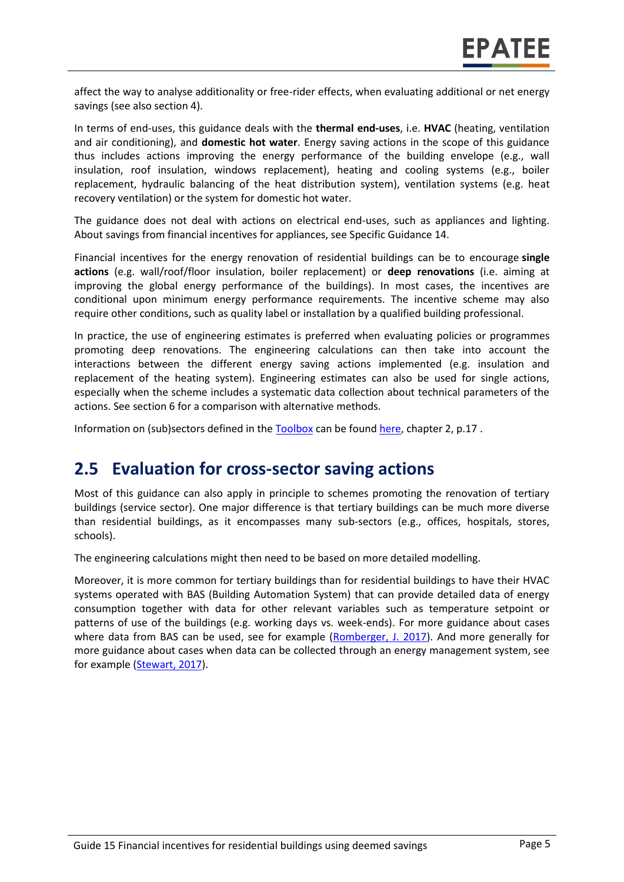affect the way to analyse additionality or free-rider effects, when evaluating additional or net energy savings (see also section 4).

In terms of end-uses, this guidance deals with the **thermal end-uses**, i.e. **HVAC** (heating, ventilation and air conditioning), and **domestic hot water**. Energy saving actions in the scope of this guidance thus includes actions improving the energy performance of the building envelope (e.g., wall insulation, roof insulation, windows replacement), heating and cooling systems (e.g., boiler replacement, hydraulic balancing of the heat distribution system), ventilation systems (e.g. heat recovery ventilation) or the system for domestic hot water.

The guidance does not deal with actions on electrical end-uses, such as appliances and lighting. About savings from financial incentives for appliances, see Specific Guidance 14.

Financial incentives for the energy renovation of residential buildings can be to encourage **single actions** (e.g. wall/roof/floor insulation, boiler replacement) or **deep renovations** (i.e. aiming at improving the global energy performance of the buildings). In most cases, the incentives are conditional upon minimum energy performance requirements. The incentive scheme may also require other conditions, such as quality label or installation by a qualified building professional.

In practice, the use of engineering estimates is preferred when evaluating policies or programmes promoting deep renovations. The engineering calculations can then take into account the interactions between the different energy saving actions implemented (e.g. insulation and replacement of the heating system). Engineering estimates can also be used for single actions, especially when the scheme includes a systematic data collection about technical parameters of the actions. See section 6 for a comparison with alternative methods.

Information on (sub)sectors defined in the Toolbox can be found here, chapter 2, p.17 .

## 2.5 Evaluation for cross-sector saving actions

Most of this guidance can also apply in principle to schemes promoting the renovation of tertiary buildings (service sector). One major difference is that tertiary buildings can be much more diverse than residential buildings, as it encompasses many sub-sectors (e.g., offices, hospitals, stores, schools).

The engineering calculations might then need to be based on more detailed modelling.

Moreover, it is more common for tertiary buildings than for residential buildings to have their HVAC systems operated with BAS (Building Automation System) that can provide detailed data of energy consumption together with data for other relevant variables such as temperature setpoint or patterns of use of the buildings (e.g. working days vs. week-ends). For more guidance about cases where data from BAS can be used, see for example (Romberger, J. 2017). And more generally for more guidance about cases when data can be collected through an energy management system, see for example (Stewart, 2017).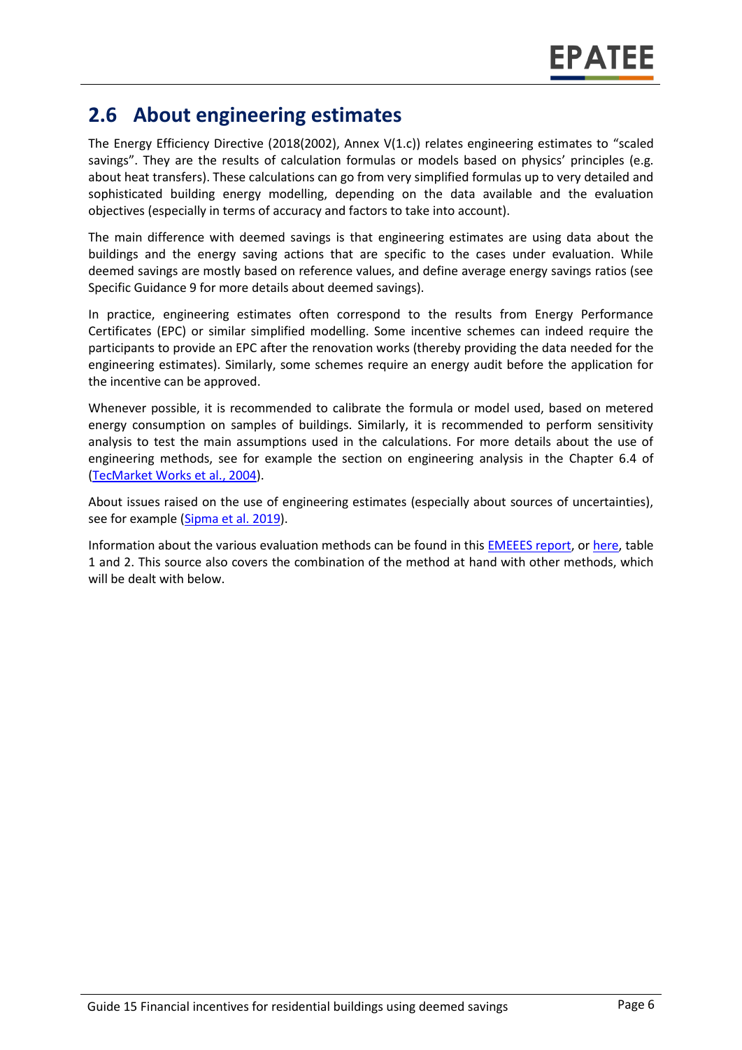## 2.6 About engineering estimates

The Energy Efficiency Directive (2018(2002), Annex V(1.c)) relates engineering estimates to "scaled savings". They are the results of calculation formulas or models based on physics' principles (e.g. about heat transfers). These calculations can go from very simplified formulas up to very detailed and sophisticated building energy modelling, depending on the data available and the evaluation objectives (especially in terms of accuracy and factors to take into account).

The main difference with deemed savings is that engineering estimates are using data about the buildings and the energy saving actions that are specific to the cases under evaluation. While deemed savings are mostly based on reference values, and define average energy savings ratios (see Specific Guidance 9 for more details about deemed savings).

In practice, engineering estimates often correspond to the results from Energy Performance Certificates (EPC) or similar simplified modelling. Some incentive schemes can indeed require the participants to provide an EPC after the renovation works (thereby providing the data needed for the engineering estimates). Similarly, some schemes require an energy audit before the application for the incentive can be approved.

Whenever possible, it is recommended to calibrate the formula or model used, based on metered energy consumption on samples of buildings. Similarly, it is recommended to perform sensitivity analysis to test the main assumptions used in the calculations. For more details about the use of engineering methods, see for example the section on engineering analysis in the Chapter 6.4 of (TecMarket Works et al., 2004).

About issues raised on the use of engineering estimates (especially about sources of uncertainties), see for example (Sipma et al. 2019).

Information about the various evaluation methods can be found in this EMEEES report, or here, table 1 and 2. This source also covers the combination of the method at hand with other methods, which will be dealt with below.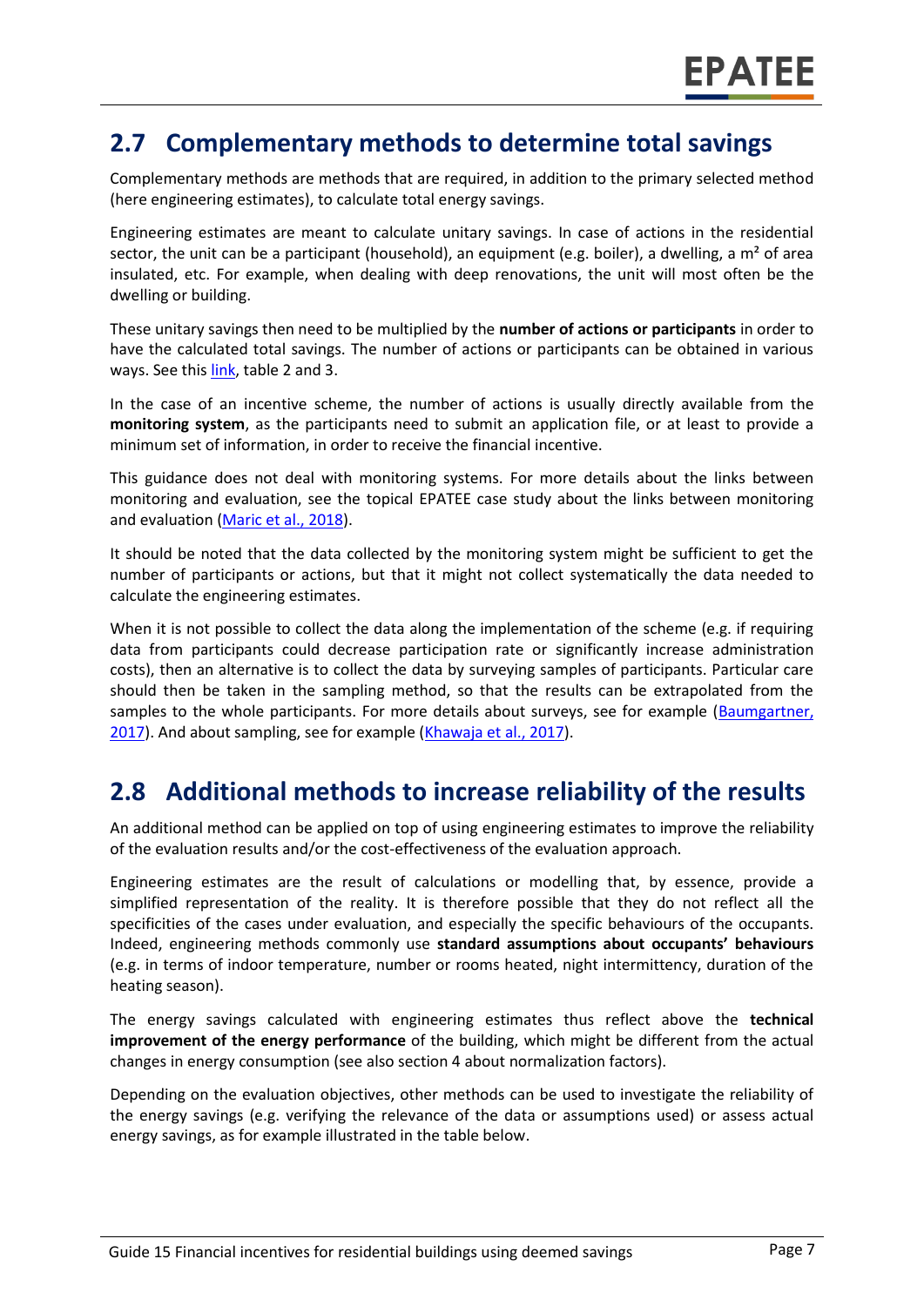## 2.7 Complementary methods to determine total savings

Complementary methods are methods that are required, in addition to the primary selected method (here engineering estimates), to calculate total energy savings.

Engineering estimates are meant to calculate unitary savings. In case of actions in the residential sector, the unit can be a participant (household), an equipment (e.g. boiler), a dwelling, a m² of area insulated, etc. For example, when dealing with deep renovations, the unit will most often be the dwelling or building.

These unitary savings then need to be multiplied by the **number of actions or participants** in order to have the calculated total savings. The number of actions or participants can be obtained in various ways. See this link, table 2 and 3.

In the case of an incentive scheme, the number of actions is usually directly available from the **monitoring system**, as the participants need to submit an application file, or at least to provide a minimum set of information, in order to receive the financial incentive.

This guidance does not deal with monitoring systems. For more details about the links between monitoring and evaluation, see the topical EPATEE case study about the links between monitoring and evaluation (Maric et al., 2018).

It should be noted that the data collected by the monitoring system might be sufficient to get the number of participants or actions, but that it might not collect systematically the data needed to calculate the engineering estimates.

When it is not possible to collect the data along the implementation of the scheme (e.g. if requiring data from participants could decrease participation rate or significantly increase administration costs), then an alternative is to collect the data by surveying samples of participants. Particular care should then be taken in the sampling method, so that the results can be extrapolated from the samples to the whole participants. For more details about surveys, see for example (Baumgartner, 2017). And about sampling, see for example (Khawaja et al., 2017).

## 2.8 Additional methods to increase reliability of the results

An additional method can be applied on top of using engineering estimates to improve the reliability of the evaluation results and/or the cost-effectiveness of the evaluation approach.

Engineering estimates are the result of calculations or modelling that, by essence, provide a simplified representation of the reality. It is therefore possible that they do not reflect all the specificities of the cases under evaluation, and especially the specific behaviours of the occupants. Indeed, engineering methods commonly use **standard assumptions about occupants' behaviours** (e.g. in terms of indoor temperature, number or rooms heated, night intermittency, duration of the heating season).

The energy savings calculated with engineering estimates thus reflect above the **technical improvement of the energy performance** of the building, which might be different from the actual changes in energy consumption (see also section 4 about normalization factors).

Depending on the evaluation objectives, other methods can be used to investigate the reliability of the energy savings (e.g. verifying the relevance of the data or assumptions used) or assess actual energy savings, as for example illustrated in the table below.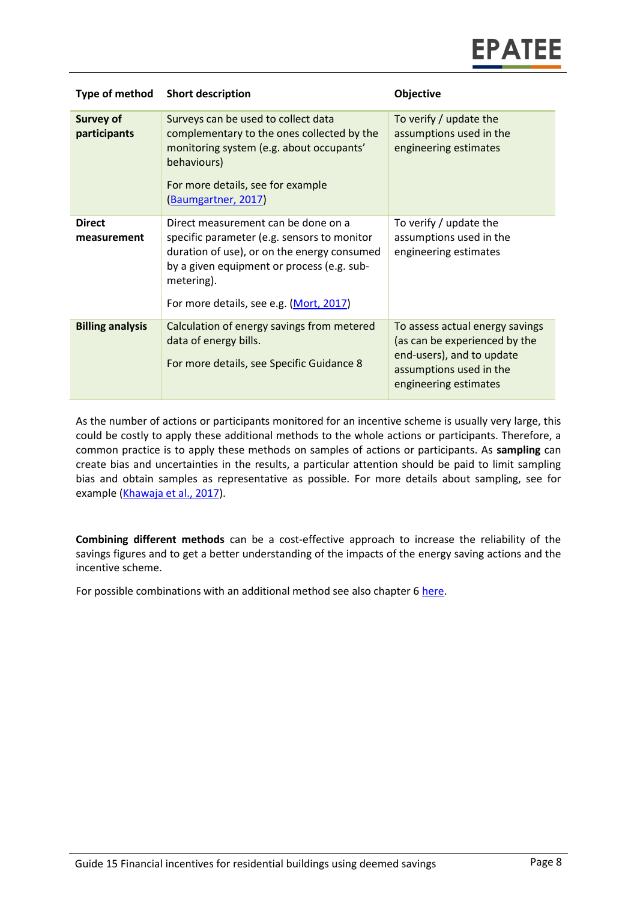| Type of method | Short description | Objective |
|---|---|---|
| **Survey of participants** | Surveys can be used to collect data complementary to the ones collected by the monitoring system (e.g. about occupants' behaviours)<br><br>For more details, see for example (Baumgartner, 2017) | To verify / update the assumptions used in the engineering estimates |
| **Direct measurement** | Direct measurement can be done on a specific parameter (e.g. sensors to monitor duration of use), or on the energy consumed by a given equipment or process (e.g. sub-metering).<br><br>For more details, see e.g. (Mort, 2017) | To verify / update the assumptions used in the engineering estimates |
| **Billing analysis** | Calculation of energy savings from metered data of energy bills.<br><br>For more details, see Specific Guidance 8 | To assess actual energy savings (as can be experienced by the end-users), and to update assumptions used in the engineering estimates |

As the number of actions or participants monitored for an incentive scheme is usually very large, this could be costly to apply these additional methods to the whole actions or participants. Therefore, a common practice is to apply these methods on samples of actions or participants. As **sampling** can create bias and uncertainties in the results, a particular attention should be paid to limit sampling bias and obtain samples as representative as possible. For more details about sampling, see for example (Khawaja et al., 2017).

**Combining different methods** can be a cost-effective approach to increase the reliability of the savings figures and to get a better understanding of the impacts of the energy saving actions and the incentive scheme.

For possible combinations with an additional method see also chapter 6 here.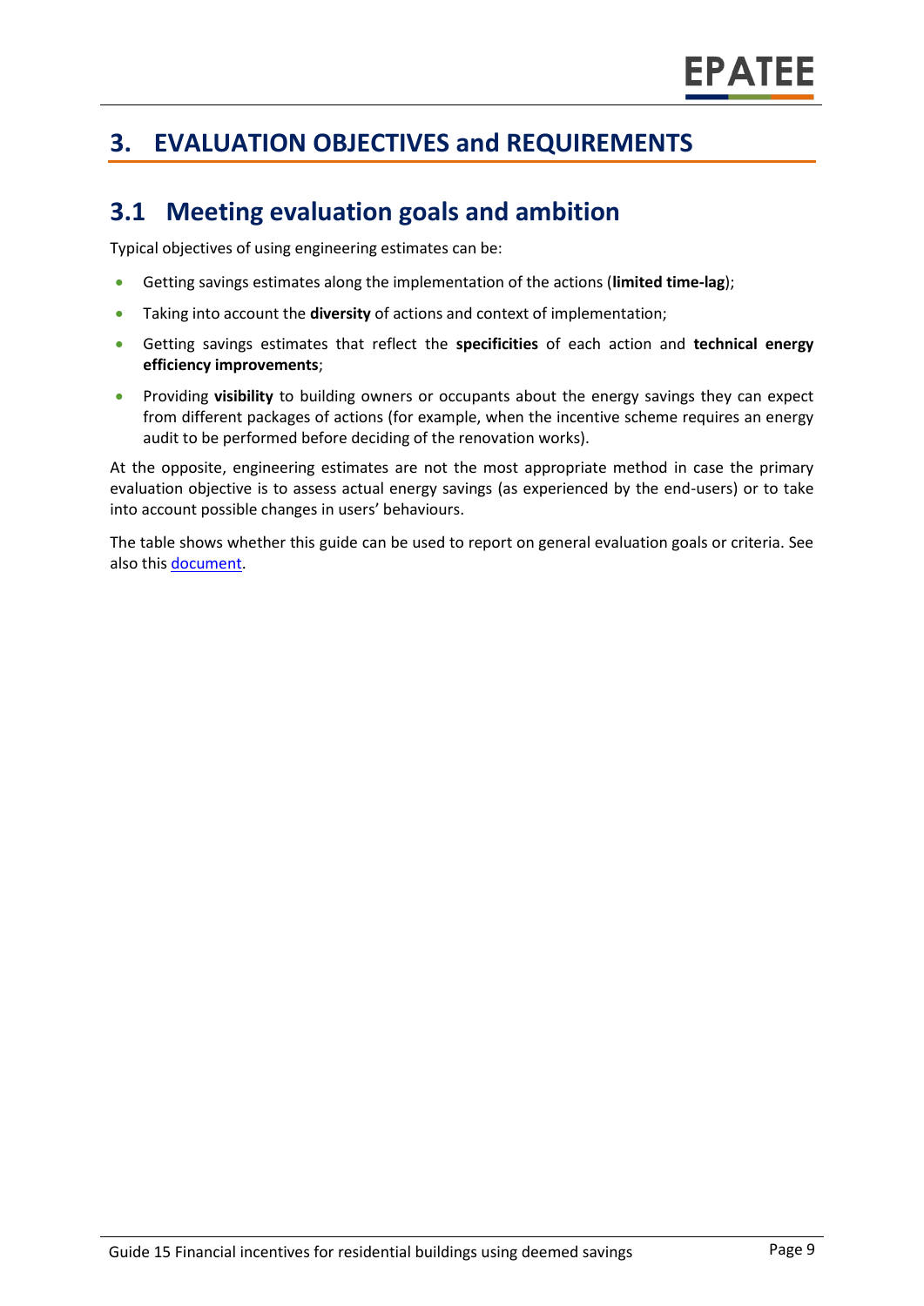# 3. EVALUATION OBJECTIVES and REQUIREMENTS

## 3.1 Meeting evaluation goals and ambition

Typical objectives of using engineering estimates can be:

- Getting savings estimates along the implementation of the actions (**limited time-lag**);
- Taking into account the **diversity** of actions and context of implementation;
- Getting savings estimates that reflect the **specificities** of each action and **technical energy efficiency improvements**;
- Providing **visibility** to building owners or occupants about the energy savings they can expect from different packages of actions (for example, when the incentive scheme requires an energy audit to be performed before deciding of the renovation works).

At the opposite, engineering estimates are not the most appropriate method in case the primary evaluation objective is to assess actual energy savings (as experienced by the end-users) or to take into account possible changes in users' behaviours.

The table shows whether this guide can be used to report on general evaluation goals or criteria. See also this document.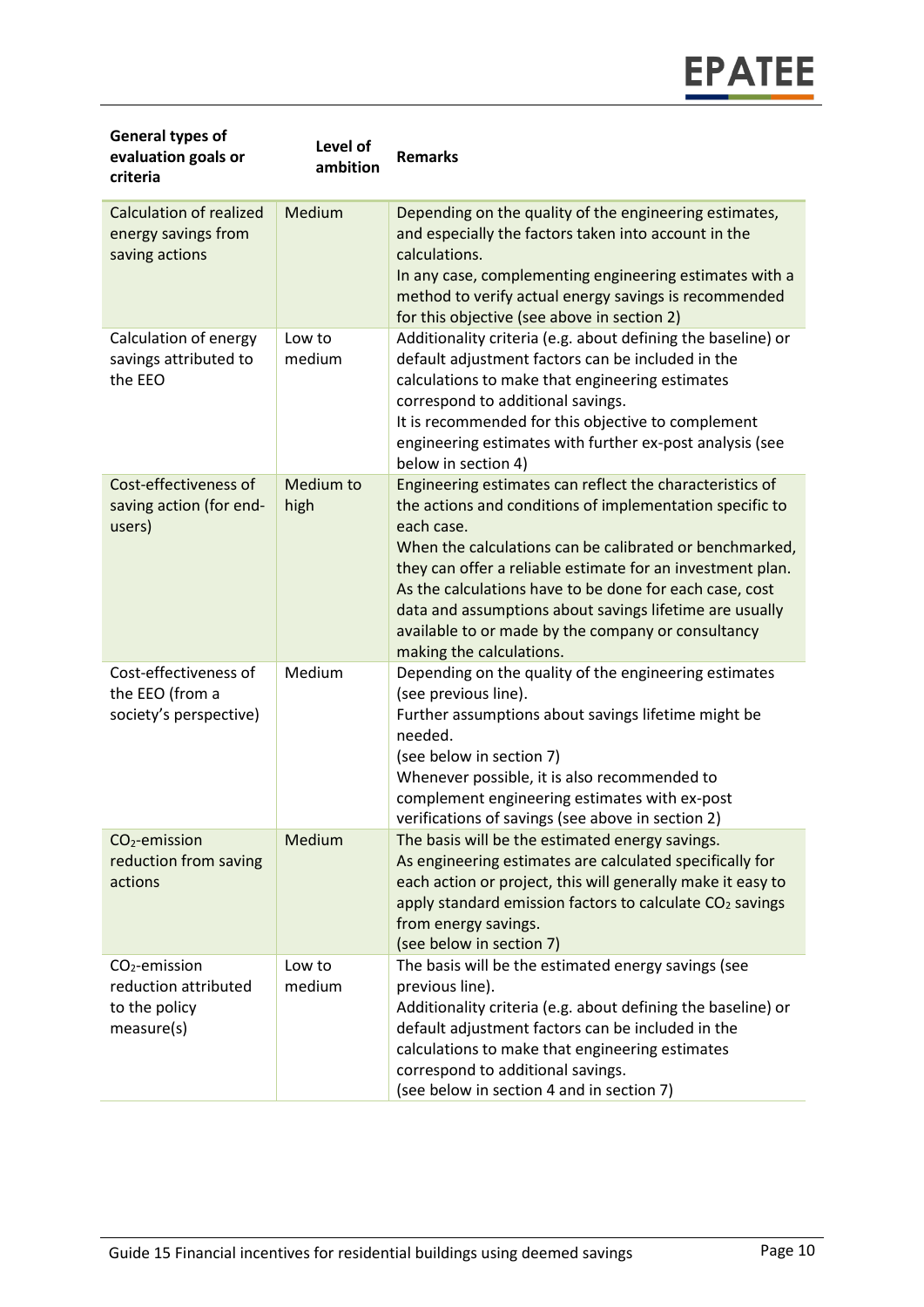| General types of evaluation goals or criteria | Level of ambition | Remarks |
|---|---|---|
| Calculation of realized energy savings from saving actions | Medium | Depending on the quality of the engineering estimates, and especially the factors taken into account in the calculations.<br>In any case, complementing engineering estimates with a method to verify actual energy savings is recommended for this objective (see above in section 2) |
| Calculation of energy savings attributed to the EEO | Low to medium | Additionality criteria (e.g. about defining the baseline) or default adjustment factors can be included in the calculations to make that engineering estimates correspond to additional savings.<br>It is recommended for this objective to complement engineering estimates with further ex-post analysis (see below in section 4) |
| Cost-effectiveness of saving action (for end-users) | Medium to high | Engineering estimates can reflect the characteristics of the actions and conditions of implementation specific to each case.<br>When the calculations can be calibrated or benchmarked, they can offer a reliable estimate for an investment plan.<br>As the calculations have to be done for each case, cost data and assumptions about savings lifetime are usually available to or made by the company or consultancy making the calculations. |
| Cost-effectiveness of the EEO (from a society's perspective) | Medium | Depending on the quality of the engineering estimates (see previous line).<br>Further assumptions about savings lifetime might be needed.<br>(see below in section 7)<br>Whenever possible, it is also recommended to complement engineering estimates with ex-post verifications of savings (see above in section 2) |
| $CO_2$-emission reduction from saving actions | Medium | The basis will be the estimated energy savings.<br>As engineering estimates are calculated specifically for each action or project, this will generally make it easy to apply standard emission factors to calculate $CO_2$ savings from energy savings.<br>(see below in section 7) |
| $CO_2$-emission reduction attributed to the policy measure(s) | Low to medium | The basis will be the estimated energy savings (see previous line).<br>Additionality criteria (e.g. about defining the baseline) or default adjustment factors can be included in the calculations to make that engineering estimates correspond to additional savings.<br>(see below in section 4 and in section 7) |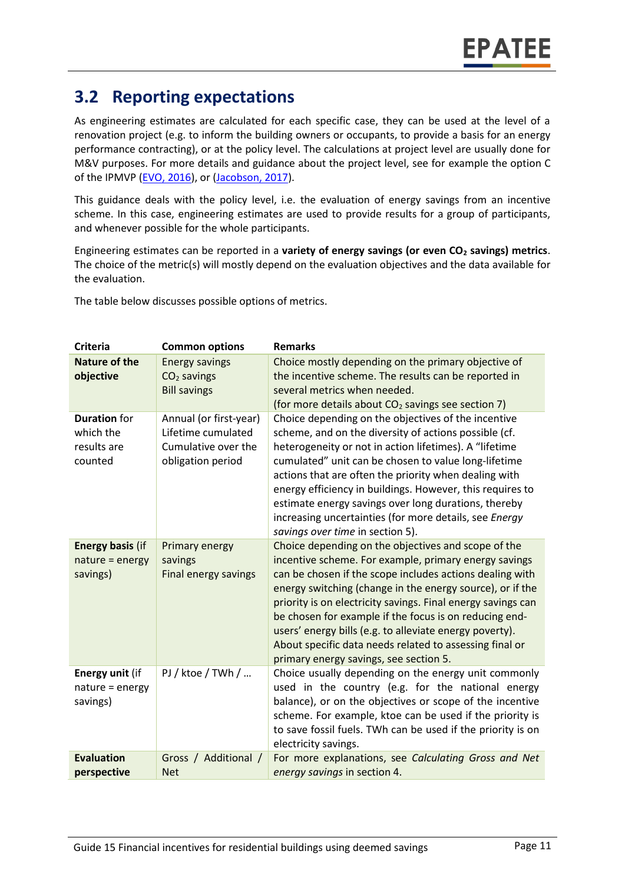## 3.2 Reporting expectations

As engineering estimates are calculated for each specific case, they can be used at the level of a renovation project (e.g. to inform the building owners or occupants, to provide a basis for an energy performance contracting), or at the policy level. The calculations at project level are usually done for M&V purposes. For more details and guidance about the project level, see for example the option C of the IPMVP (EVO, 2016), or (Jacobson, 2017).

This guidance deals with the policy level, i.e. the evaluation of energy savings from an incentive scheme. In this case, engineering estimates are used to provide results for a group of participants, and whenever possible for the whole participants.

Engineering estimates can be reported in a **variety of energy savings (or even $CO_2$ savings) metrics**. The choice of the metric(s) will mostly depend on the evaluation objectives and the data available for the evaluation.

The table below discusses possible options of metrics.

| Criteria | Common options | Remarks |
|---|---|---|
| **Nature of the objective** | Energy savings<br>$CO_2$ savings<br>Bill savings | Choice mostly depending on the primary objective of the incentive scheme. The results can be reported in several metrics when needed.<br>(for more details about $CO_2$ savings see section 7) |
| **Duration** for which the results are counted | Annual (or first-year)<br>Lifetime cumulated<br>Cumulative over the obligation period | Choice depending on the objectives of the incentive scheme, and on the diversity of actions possible (cf. heterogeneity or not in action lifetimes). A "lifetime cumulated" unit can be chosen to value long-lifetime actions that are often the priority when dealing with energy efficiency in buildings. However, this requires to estimate energy savings over long durations, thereby increasing uncertainties (for more details, see *Energy savings over time* in section 5). |
| **Energy basis** (if nature = energy savings) | Primary energy savings<br>Final energy savings | Choice depending on the objectives and scope of the incentive scheme. For example, primary energy savings can be chosen if the scope includes actions dealing with energy switching (change in the energy source), or if the priority is on electricity savings. Final energy savings can be chosen for example if the focus is on reducing end-users' energy bills (e.g. to alleviate energy poverty). About specific data needs related to assessing final or primary energy savings, see section 5. |
| **Energy unit** (if nature = energy savings) | PJ / ktoe / TWh / … | Choice usually depending on the energy unit commonly used in the country (e.g. for the national energy balance), or on the objectives or scope of the incentive scheme. For example, ktoe can be used if the priority is to save fossil fuels. TWh can be used if the priority is on electricity savings. |
| **Evaluation perspective** | Gross / Additional / Net | For more explanations, see *Calculating Gross and Net energy savings* in section 4. |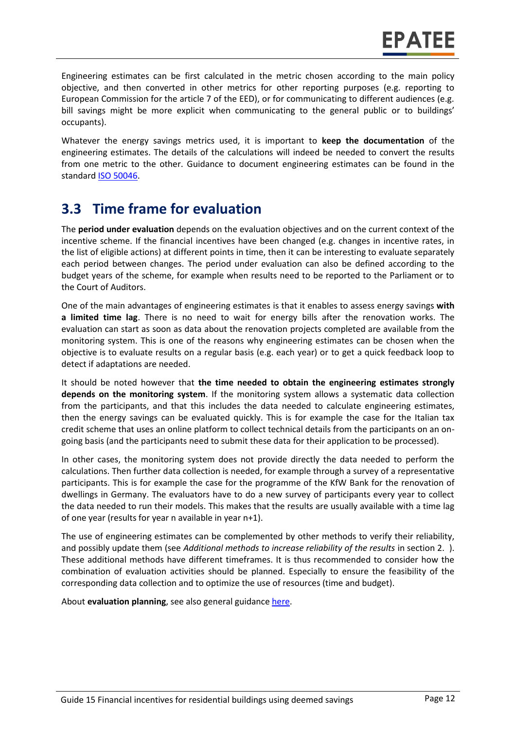Engineering estimates can be first calculated in the metric chosen according to the main policy objective, and then converted in other metrics for other reporting purposes (e.g. reporting to European Commission for the article 7 of the EED), or for communicating to different audiences (e.g. bill savings might be more explicit when communicating to the general public or to buildings' occupants).

Whatever the energy savings metrics used, it is important to **keep the documentation** of the engineering estimates. The details of the calculations will indeed be needed to convert the results from one metric to the other. Guidance to document engineering estimates can be found in the standard [ISO 50046](ISO 50046).

## 3.3 Time frame for evaluation

The **period under evaluation** depends on the evaluation objectives and on the current context of the incentive scheme. If the financial incentives have been changed (e.g. changes in incentive rates, in the list of eligible actions) at different points in time, then it can be interesting to evaluate separately each period between changes. The period under evaluation can also be defined according to the budget years of the scheme, for example when results need to be reported to the Parliament or to the Court of Auditors.

One of the main advantages of engineering estimates is that it enables to assess energy savings **with a limited time lag**. There is no need to wait for energy bills after the renovation works. The evaluation can start as soon as data about the renovation projects completed are available from the monitoring system. This is one of the reasons why engineering estimates can be chosen when the objective is to evaluate results on a regular basis (e.g. each year) or to get a quick feedback loop to detect if adaptations are needed.

It should be noted however that **the time needed to obtain the engineering estimates strongly depends on the monitoring system**. If the monitoring system allows a systematic data collection from the participants, and that this includes the data needed to calculate engineering estimates, then the energy savings can be evaluated quickly. This is for example the case for the Italian tax credit scheme that uses an online platform to collect technical details from the participants on an on-going basis (and the participants need to submit these data for their application to be processed).

In other cases, the monitoring system does not provide directly the data needed to perform the calculations. Then further data collection is needed, for example through a survey of a representative participants. This is for example the case for the programme of the KfW Bank for the renovation of dwellings in Germany. The evaluators have to do a new survey of participants every year to collect the data needed to run their models. This makes that the results are usually available with a time lag of one year (results for year n available in year n+1).

The use of engineering estimates can be complemented by other methods to verify their reliability, and possibly update them (see *Additional methods to increase reliability of the results* in section 2. ). These additional methods have different timeframes. It is thus recommended to consider how the combination of evaluation activities should be planned. Especially to ensure the feasibility of the corresponding data collection and to optimize the use of resources (time and budget).

About **evaluation planning**, see also general guidance [here](here).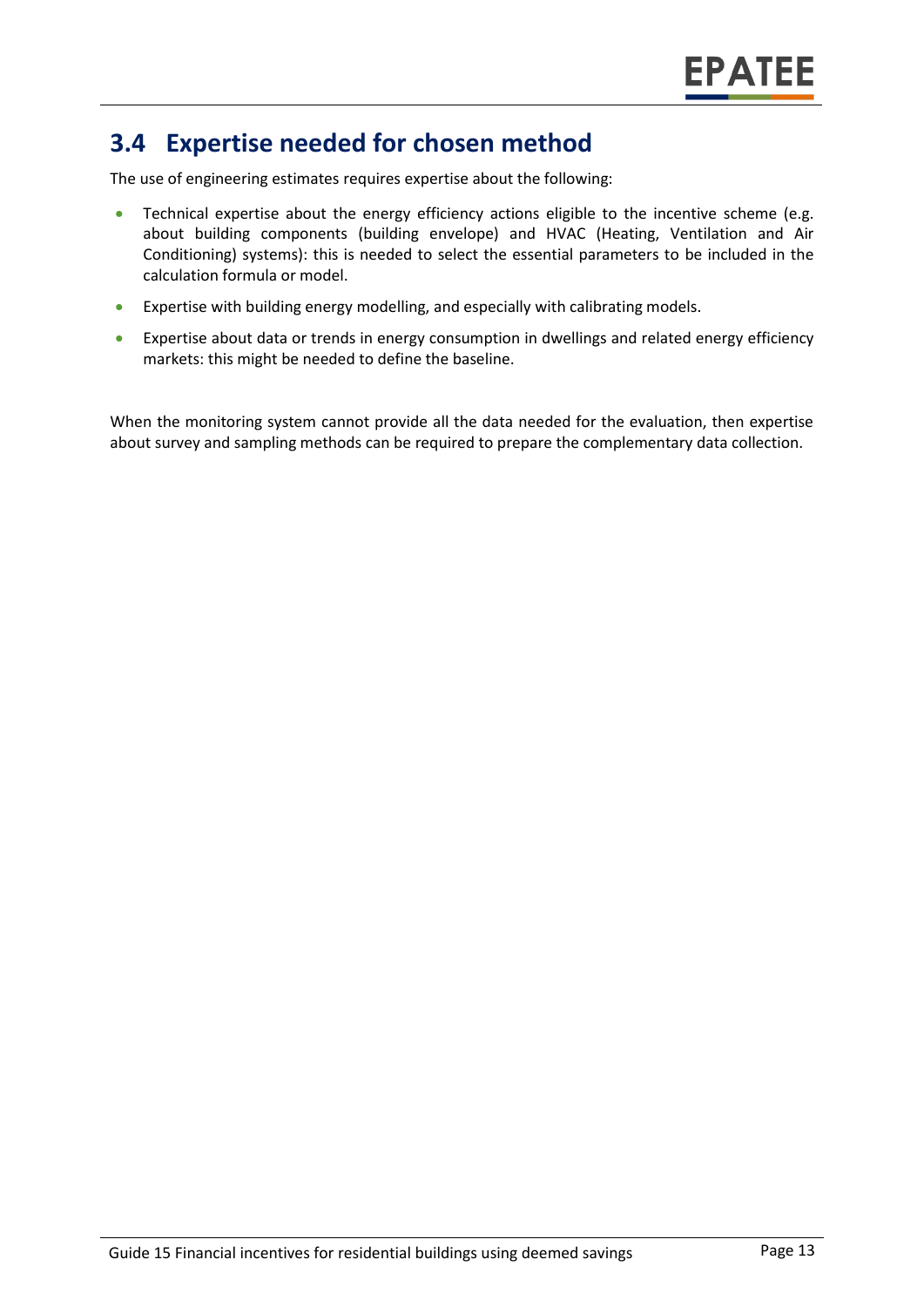## 3.4 Expertise needed for chosen method

The use of engineering estimates requires expertise about the following:

- Technical expertise about the energy efficiency actions eligible to the incentive scheme (e.g. about building components (building envelope) and HVAC (Heating, Ventilation and Air Conditioning) systems): this is needed to select the essential parameters to be included in the calculation formula or model.
- Expertise with building energy modelling, and especially with calibrating models.
- Expertise about data or trends in energy consumption in dwellings and related energy efficiency markets: this might be needed to define the baseline.

When the monitoring system cannot provide all the data needed for the evaluation, then expertise about survey and sampling methods can be required to prepare the complementary data collection.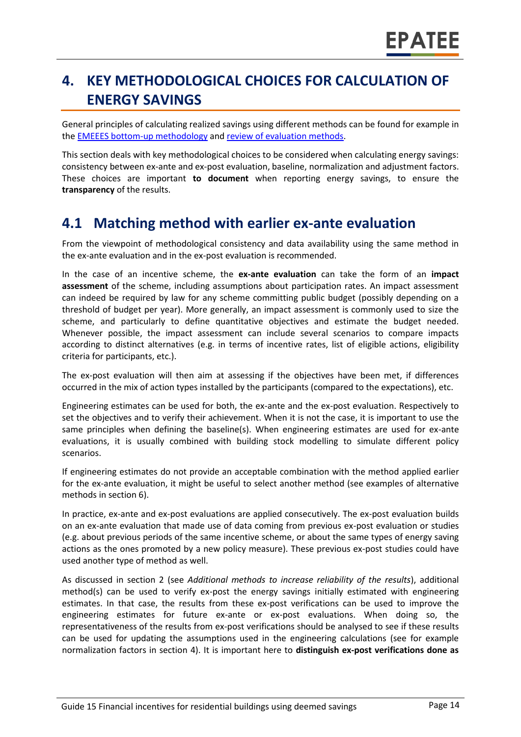# 4. KEY METHODOLOGICAL CHOICES FOR CALCULATION OF ENERGY SAVINGS

General principles of calculating realized savings using different methods can be found for example in the [EMEEES bottom-up methodology]() and [review of evaluation methods]().

This section deals with key methodological choices to be considered when calculating energy savings: consistency between ex-ante and ex-post evaluation, baseline, normalization and adjustment factors. These choices are important **to document** when reporting energy savings, to ensure the **transparency** of the results.

## 4.1 Matching method with earlier ex-ante evaluation

From the viewpoint of methodological consistency and data availability using the same method in the ex-ante evaluation and in the ex-post evaluation is recommended.

In the case of an incentive scheme, the **ex-ante evaluation** can take the form of an **impact assessment** of the scheme, including assumptions about participation rates. An impact assessment can indeed be required by law for any scheme committing public budget (possibly depending on a threshold of budget per year). More generally, an impact assessment is commonly used to size the scheme, and particularly to define quantitative objectives and estimate the budget needed. Whenever possible, the impact assessment can include several scenarios to compare impacts according to distinct alternatives (e.g. in terms of incentive rates, list of eligible actions, eligibility criteria for participants, etc.).

The ex-post evaluation will then aim at assessing if the objectives have been met, if differences occurred in the mix of action types installed by the participants (compared to the expectations), etc.

Engineering estimates can be used for both, the ex-ante and the ex-post evaluation. Respectively to set the objectives and to verify their achievement. When it is not the case, it is important to use the same principles when defining the baseline(s). When engineering estimates are used for ex-ante evaluations, it is usually combined with building stock modelling to simulate different policy scenarios.

If engineering estimates do not provide an acceptable combination with the method applied earlier for the ex-ante evaluation, it might be useful to select another method (see examples of alternative methods in section 6).

In practice, ex-ante and ex-post evaluations are applied consecutively. The ex-post evaluation builds on an ex-ante evaluation that made use of data coming from previous ex-post evaluation or studies (e.g. about previous periods of the same incentive scheme, or about the same types of energy saving actions as the ones promoted by a new policy measure). These previous ex-post studies could have used another type of method as well.

As discussed in section 2 (see *Additional methods to increase reliability of the results*), additional method(s) can be used to verify ex-post the energy savings initially estimated with engineering estimates. In that case, the results from these ex-post verifications can be used to improve the engineering estimates for future ex-ante or ex-post evaluations. When doing so, the representativeness of the results from ex-post verifications should be analysed to see if these results can be used for updating the assumptions used in the engineering calculations (see for example normalization factors in section 4). It is important here to **distinguish ex-post verifications done as**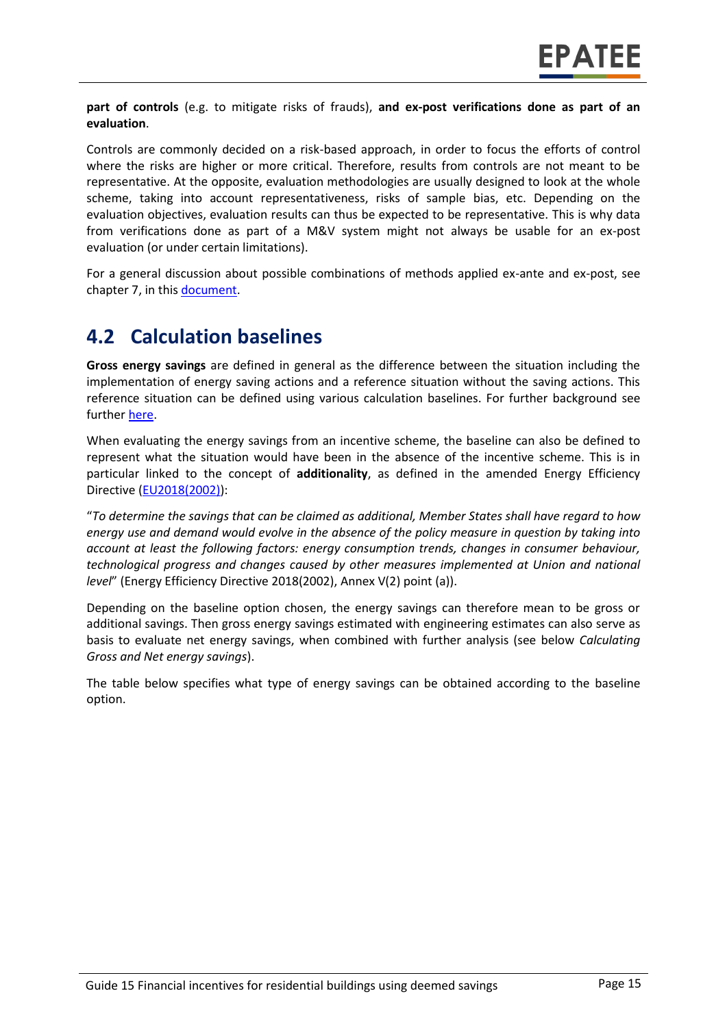**part of controls** (e.g. to mitigate risks of frauds), **and ex-post verifications done as part of an evaluation**.

Controls are commonly decided on a risk-based approach, in order to focus the efforts of control where the risks are higher or more critical. Therefore, results from controls are not meant to be representative. At the opposite, evaluation methodologies are usually designed to look at the whole scheme, taking into account representativeness, risks of sample bias, etc. Depending on the evaluation objectives, evaluation results can thus be expected to be representative. This is why data from verifications done as part of a M&V system might not always be usable for an ex-post evaluation (or under certain limitations).

For a general discussion about possible combinations of methods applied ex-ante and ex-post, see chapter 7, in this [document](#).

## 4.2 Calculation baselines

**Gross energy savings** are defined in general as the difference between the situation including the implementation of energy saving actions and a reference situation without the saving actions. This reference situation can be defined using various calculation baselines. For further background see further [here](#).

When evaluating the energy savings from an incentive scheme, the baseline can also be defined to represent what the situation would have been in the absence of the incentive scheme. This is in particular linked to the concept of **additionality**, as defined in the amended Energy Efficiency Directive ([EU2018(2002)](#)):

"*To determine the savings that can be claimed as additional, Member States shall have regard to how energy use and demand would evolve in the absence of the policy measure in question by taking into account at least the following factors: energy consumption trends, changes in consumer behaviour, technological progress and changes caused by other measures implemented at Union and national level*" (Energy Efficiency Directive 2018(2002), Annex V(2) point (a)).

Depending on the baseline option chosen, the energy savings can therefore mean to be gross or additional savings. Then gross energy savings estimated with engineering estimates can also serve as basis to evaluate net energy savings, when combined with further analysis (see below *Calculating Gross and Net energy savings*).

The table below specifies what type of energy savings can be obtained according to the baseline option.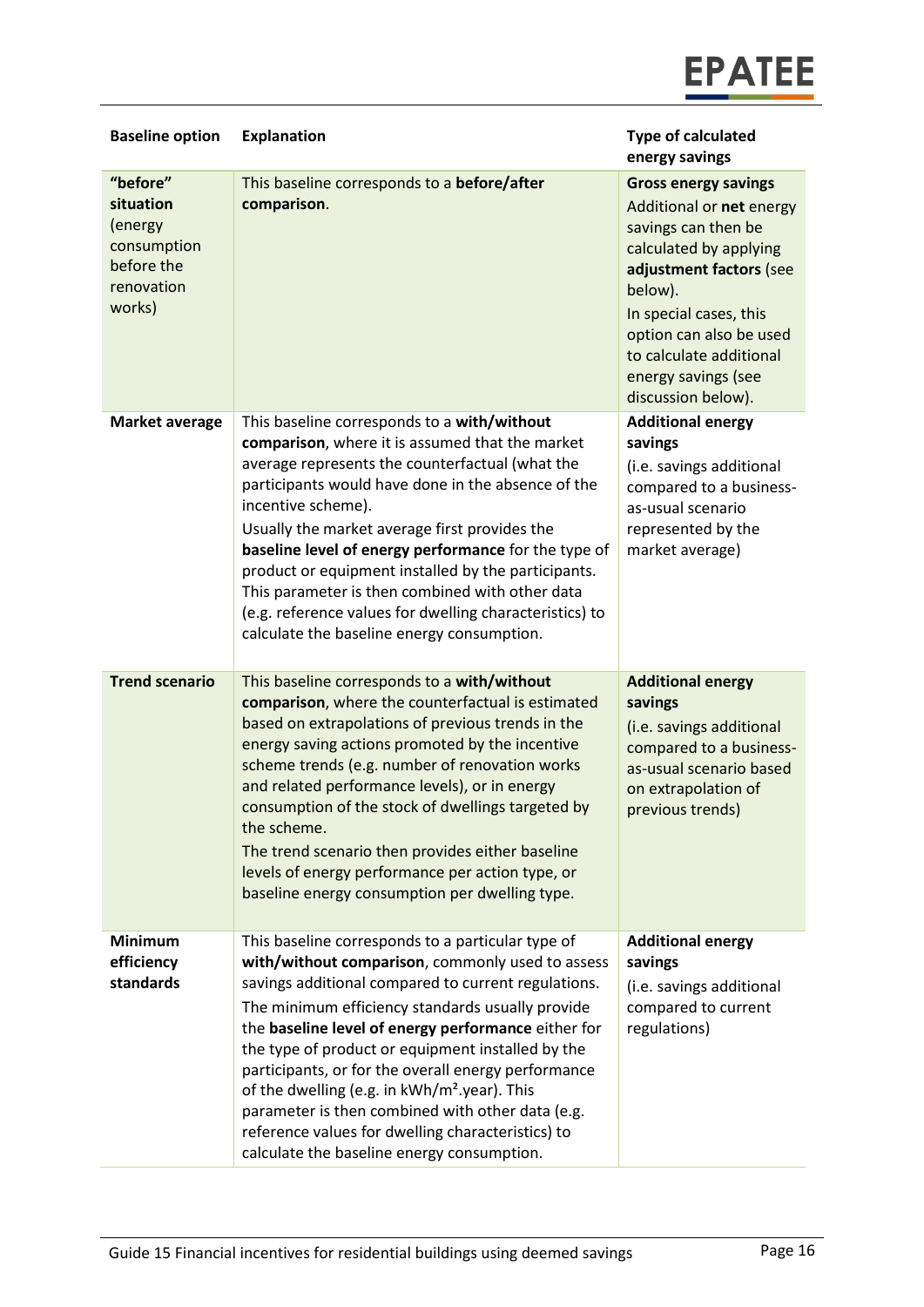| Baseline option | Explanation | Type of calculated energy savings |
|---|---|---|
| **"before" situation** (energy consumption before the renovation works) | This baseline corresponds to a **before/after comparison**. | **Gross energy savings** Additional or **net** energy savings can then be calculated by applying **adjustment factors** (see below). In special cases, this option can also be used to calculate additional energy savings (see discussion below). |
| **Market average** | This baseline corresponds to a **with/without comparison**, where it is assumed that the market average represents the counterfactual (what the participants would have done in the absence of the incentive scheme). Usually the market average first provides the **baseline level of energy performance** for the type of product or equipment installed by the participants. This parameter is then combined with other data (e.g. reference values for dwelling characteristics) to calculate the baseline energy consumption. | **Additional energy savings** (i.e. savings additional compared to a business-as-usual scenario represented by the market average) |
| **Trend scenario** | This baseline corresponds to a **with/without comparison**, where the counterfactual is estimated based on extrapolations of previous trends in the energy saving actions promoted by the incentive scheme trends (e.g. number of renovation works and related performance levels), or in energy consumption of the stock of dwellings targeted by the scheme. The trend scenario then provides either baseline levels of energy performance per action type, or baseline energy consumption per dwelling type. | **Additional energy savings** (i.e. savings additional compared to a business-as-usual scenario based on extrapolation of previous trends) |
| **Minimum efficiency standards** | This baseline corresponds to a particular type of **with/without comparison**, commonly used to assess savings additional compared to current regulations. The minimum efficiency standards usually provide the **baseline level of energy performance** either for the type of product or equipment installed by the participants, or for the overall energy performance of the dwelling (e.g. in kWh/m².year). This parameter is then combined with other data (e.g. reference values for dwelling characteristics) to calculate the baseline energy consumption. | **Additional energy savings** (i.e. savings additional compared to current regulations) |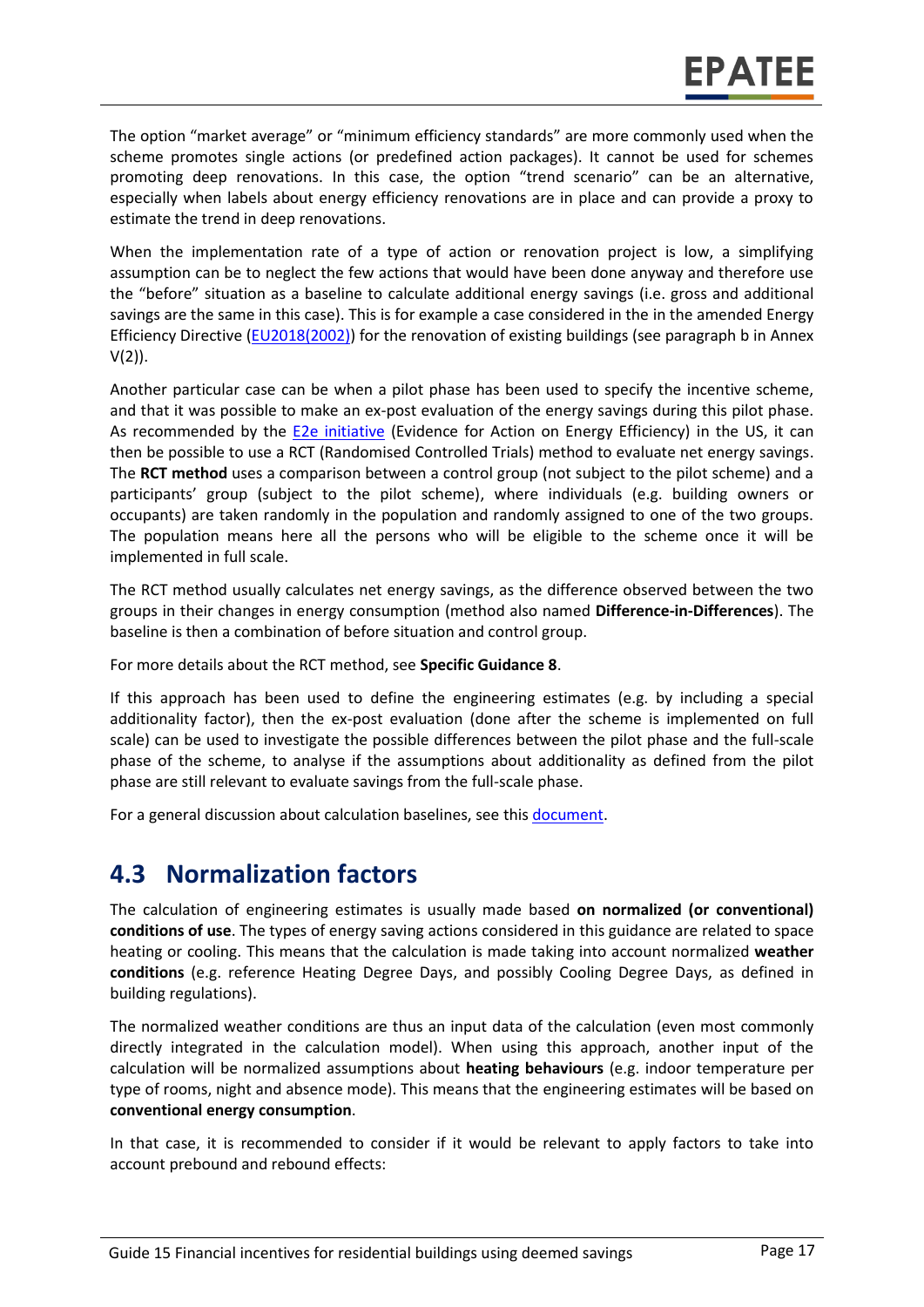The option "market average" or "minimum efficiency standards" are more commonly used when the scheme promotes single actions (or predefined action packages). It cannot be used for schemes promoting deep renovations. In this case, the option "trend scenario" can be an alternative, especially when labels about energy efficiency renovations are in place and can provide a proxy to estimate the trend in deep renovations.

When the implementation rate of a type of action or renovation project is low, a simplifying assumption can be to neglect the few actions that would have been done anyway and therefore use the "before" situation as a baseline to calculate additional energy savings (i.e. gross and additional savings are the same in this case). This is for example a case considered in the in the amended Energy Efficiency Directive ([EU2018(2002)]) for the renovation of existing buildings (see paragraph b in Annex V(2)).

Another particular case can be when a pilot phase has been used to specify the incentive scheme, and that it was possible to make an ex-post evaluation of the energy savings during this pilot phase. As recommended by the [E2e initiative] (Evidence for Action on Energy Efficiency) in the US, it can then be possible to use a RCT (Randomised Controlled Trials) method to evaluate net energy savings. The **RCT method** uses a comparison between a control group (not subject to the pilot scheme) and a participants' group (subject to the pilot scheme), where individuals (e.g. building owners or occupants) are taken randomly in the population and randomly assigned to one of the two groups. The population means here all the persons who will be eligible to the scheme once it will be implemented in full scale.

The RCT method usually calculates net energy savings, as the difference observed between the two groups in their changes in energy consumption (method also named **Difference-in-Differences**). The baseline is then a combination of before situation and control group.

For more details about the RCT method, see **Specific Guidance 8**.

If this approach has been used to define the engineering estimates (e.g. by including a special additionality factor), then the ex-post evaluation (done after the scheme is implemented on full scale) can be used to investigate the possible differences between the pilot phase and the full-scale phase of the scheme, to analyse if the assumptions about additionality as defined from the pilot phase are still relevant to evaluate savings from the full-scale phase.

For a general discussion about calculation baselines, see this [document].

## 4.3 Normalization factors

The calculation of engineering estimates is usually made based **on normalized (or conventional) conditions of use**. The types of energy saving actions considered in this guidance are related to space heating or cooling. This means that the calculation is made taking into account normalized **weather conditions** (e.g. reference Heating Degree Days, and possibly Cooling Degree Days, as defined in building regulations).

The normalized weather conditions are thus an input data of the calculation (even most commonly directly integrated in the calculation model). When using this approach, another input of the calculation will be normalized assumptions about **heating behaviours** (e.g. indoor temperature per type of rooms, night and absence mode). This means that the engineering estimates will be based on **conventional energy consumption**.

In that case, it is recommended to consider if it would be relevant to apply factors to take into account prebound and rebound effects: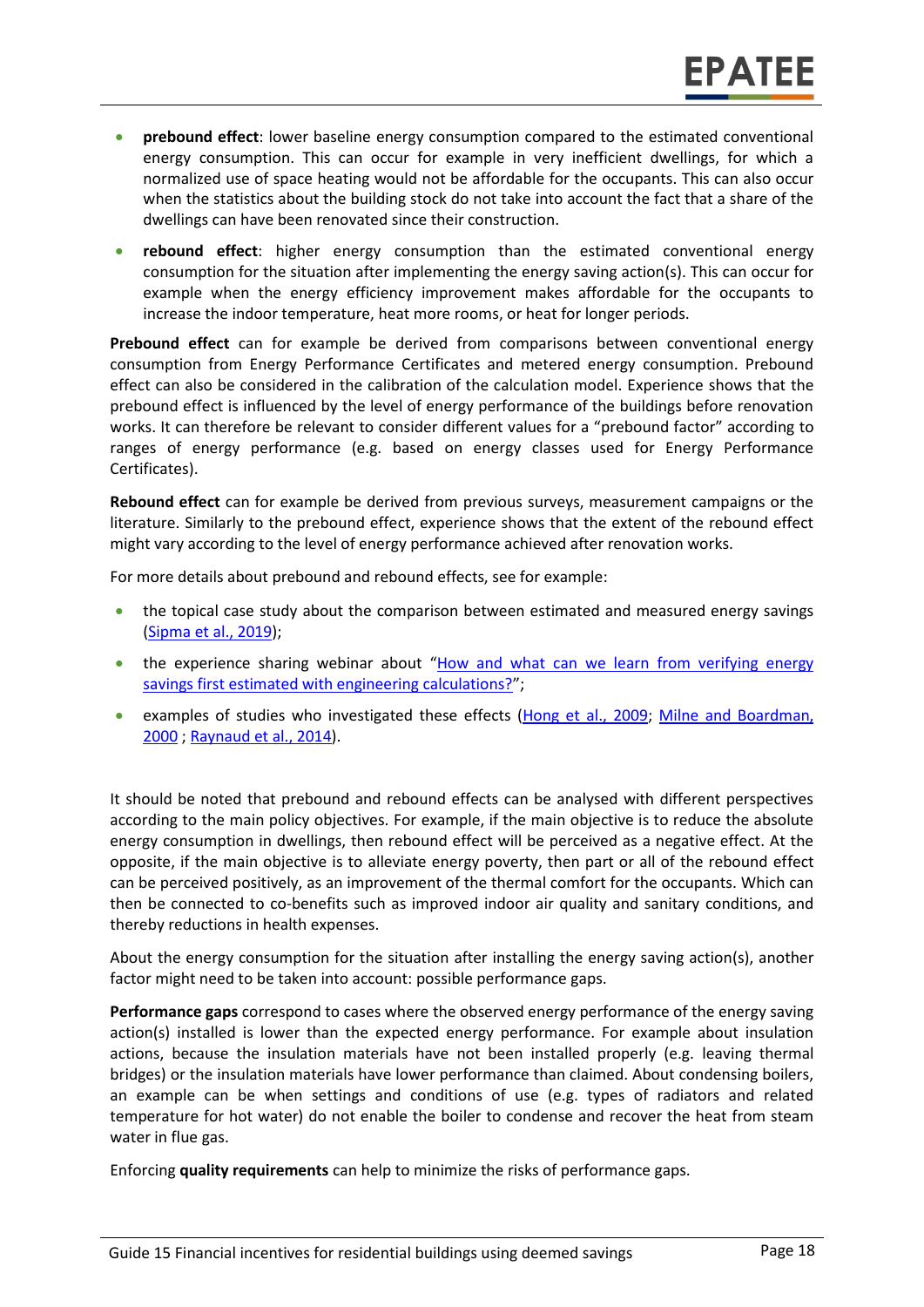- **prebound effect**: lower baseline energy consumption compared to the estimated conventional energy consumption. This can occur for example in very inefficient dwellings, for which a normalized use of space heating would not be affordable for the occupants. This can also occur when the statistics about the building stock do not take into account the fact that a share of the dwellings can have been renovated since their construction.
- **rebound effect**: higher energy consumption than the estimated conventional energy consumption for the situation after implementing the energy saving action(s). This can occur for example when the energy efficiency improvement makes affordable for the occupants to increase the indoor temperature, heat more rooms, or heat for longer periods.

**Prebound effect** can for example be derived from comparisons between conventional energy consumption from Energy Performance Certificates and metered energy consumption. Prebound effect can also be considered in the calibration of the calculation model. Experience shows that the prebound effect is influenced by the level of energy performance of the buildings before renovation works. It can therefore be relevant to consider different values for a "prebound factor" according to ranges of energy performance (e.g. based on energy classes used for Energy Performance Certificates).

**Rebound effect** can for example be derived from previous surveys, measurement campaigns or the literature. Similarly to the prebound effect, experience shows that the extent of the rebound effect might vary according to the level of energy performance achieved after renovation works.

For more details about prebound and rebound effects, see for example:

- the topical case study about the comparison between estimated and measured energy savings (Sipma et al., 2019);
- the experience sharing webinar about "How and what can we learn from verifying energy savings first estimated with engineering calculations?";
- examples of studies who investigated these effects (Hong et al., 2009; Milne and Boardman, 2000 ; Raynaud et al., 2014).

It should be noted that prebound and rebound effects can be analysed with different perspectives according to the main policy objectives. For example, if the main objective is to reduce the absolute energy consumption in dwellings, then rebound effect will be perceived as a negative effect. At the opposite, if the main objective is to alleviate energy poverty, then part or all of the rebound effect can be perceived positively, as an improvement of the thermal comfort for the occupants. Which can then be connected to co-benefits such as improved indoor air quality and sanitary conditions, and thereby reductions in health expenses.

About the energy consumption for the situation after installing the energy saving action(s), another factor might need to be taken into account: possible performance gaps.

**Performance gaps** correspond to cases where the observed energy performance of the energy saving action(s) installed is lower than the expected energy performance. For example about insulation actions, because the insulation materials have not been installed properly (e.g. leaving thermal bridges) or the insulation materials have lower performance than claimed. About condensing boilers, an example can be when settings and conditions of use (e.g. types of radiators and related temperature for hot water) do not enable the boiler to condense and recover the heat from steam water in flue gas.

Enforcing **quality requirements** can help to minimize the risks of performance gaps.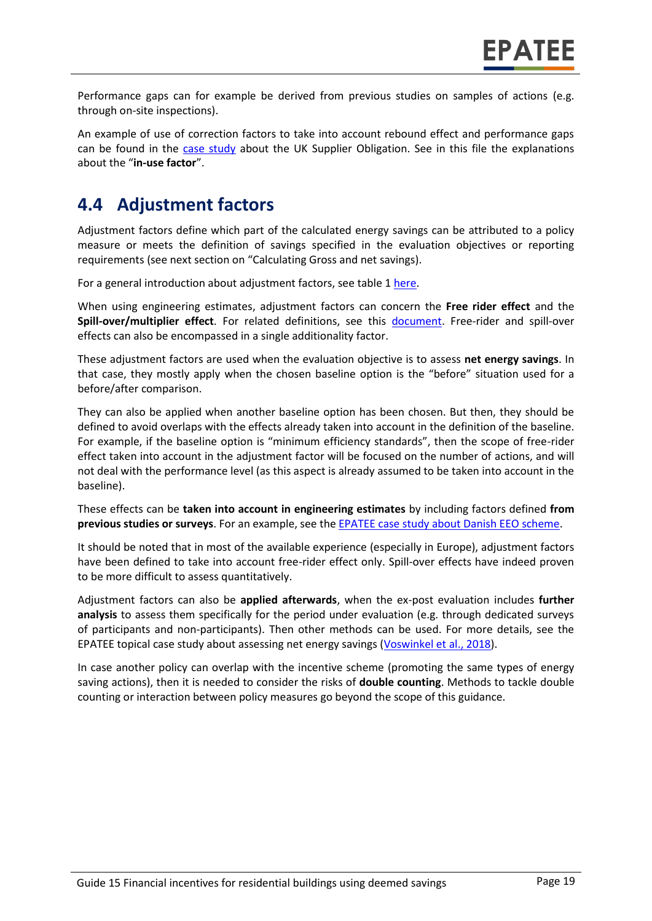Performance gaps can for example be derived from previous studies on samples of actions (e.g. through on-site inspections).

An example of use of correction factors to take into account rebound effect and performance gaps can be found in the case study about the UK Supplier Obligation. See in this file the explanations about the "**in-use factor**".

## 4.4 Adjustment factors

Adjustment factors define which part of the calculated energy savings can be attributed to a policy measure or meets the definition of savings specified in the evaluation objectives or reporting requirements (see next section on "Calculating Gross and net savings).

For a general introduction about adjustment factors, see table 1 here.

When using engineering estimates, adjustment factors can concern the **Free rider effect** and the **Spill-over/multiplier effect**. For related definitions, see this document. Free-rider and spill-over effects can also be encompassed in a single additionality factor.

These adjustment factors are used when the evaluation objective is to assess **net energy savings**. In that case, they mostly apply when the chosen baseline option is the "before" situation used for a before/after comparison.

They can also be applied when another baseline option has been chosen. But then, they should be defined to avoid overlaps with the effects already taken into account in the definition of the baseline. For example, if the baseline option is "minimum efficiency standards", then the scope of free-rider effect taken into account in the adjustment factor will be focused on the number of actions, and will not deal with the performance level (as this aspect is already assumed to be taken into account in the baseline).

These effects can be **taken into account in engineering estimates** by including factors defined **from previous studies or surveys**. For an example, see the EPATEE case study about Danish EEO scheme.

It should be noted that in most of the available experience (especially in Europe), adjustment factors have been defined to take into account free-rider effect only. Spill-over effects have indeed proven to be more difficult to assess quantitatively.

Adjustment factors can also be **applied afterwards**, when the ex-post evaluation includes **further analysis** to assess them specifically for the period under evaluation (e.g. through dedicated surveys of participants and non-participants). Then other methods can be used. For more details, see the EPATEE topical case study about assessing net energy savings (Voswinkel et al., 2018).

In case another policy can overlap with the incentive scheme (promoting the same types of energy saving actions), then it is needed to consider the risks of **double counting**. Methods to tackle double counting or interaction between policy measures go beyond the scope of this guidance.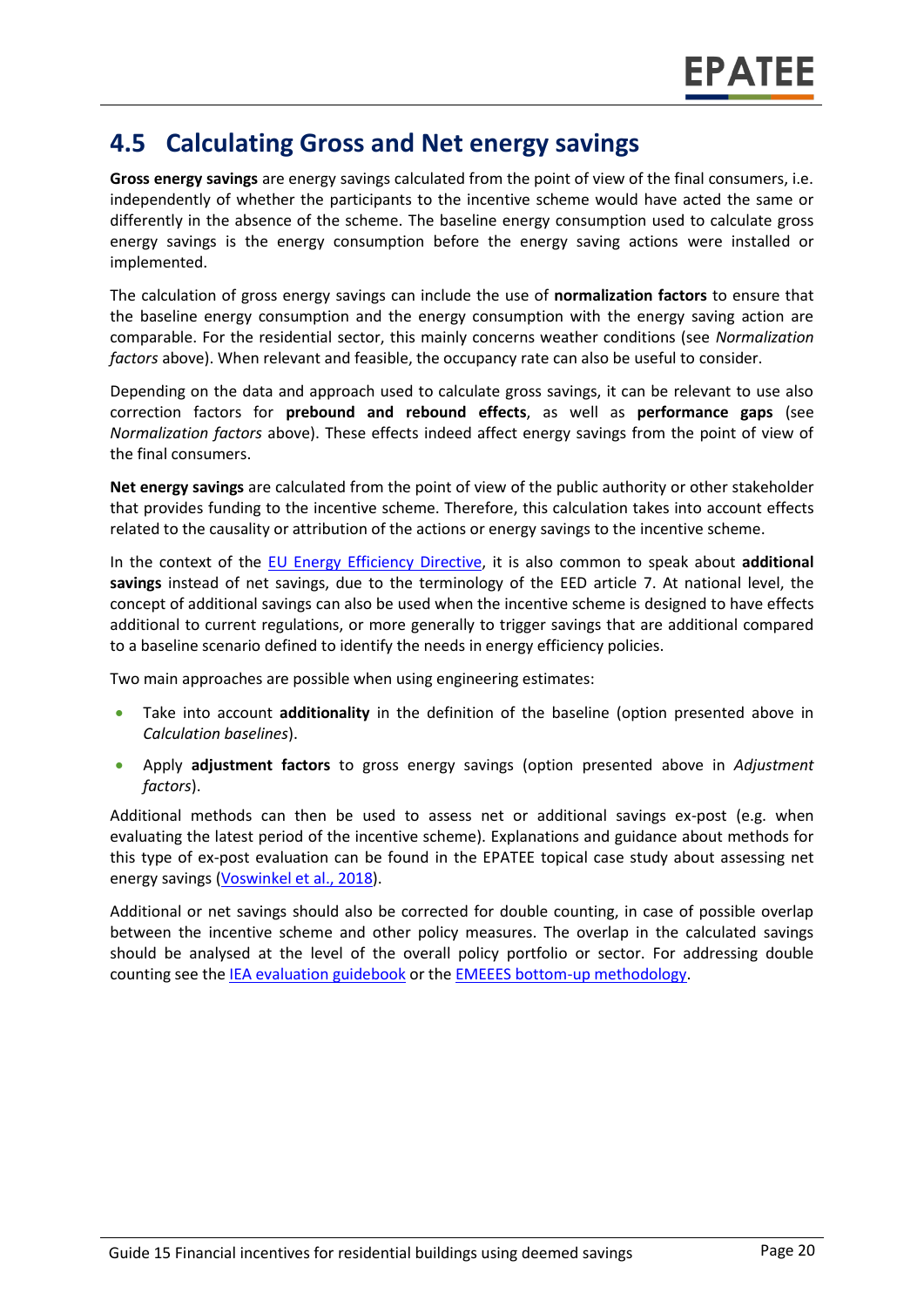## 4.5 Calculating Gross and Net energy savings

**Gross energy savings** are energy savings calculated from the point of view of the final consumers, i.e. independently of whether the participants to the incentive scheme would have acted the same or differently in the absence of the scheme. The baseline energy consumption used to calculate gross energy savings is the energy consumption before the energy saving actions were installed or implemented.

The calculation of gross energy savings can include the use of **normalization factors** to ensure that the baseline energy consumption and the energy consumption with the energy saving action are comparable. For the residential sector, this mainly concerns weather conditions (see *Normalization factors* above). When relevant and feasible, the occupancy rate can also be useful to consider.

Depending on the data and approach used to calculate gross savings, it can be relevant to use also correction factors for **prebound and rebound effects**, as well as **performance gaps** (see *Normalization factors* above). These effects indeed affect energy savings from the point of view of the final consumers.

**Net energy savings** are calculated from the point of view of the public authority or other stakeholder that provides funding to the incentive scheme. Therefore, this calculation takes into account effects related to the causality or attribution of the actions or energy savings to the incentive scheme.

In the context of the EU Energy Efficiency Directive, it is also common to speak about **additional savings** instead of net savings, due to the terminology of the EED article 7. At national level, the concept of additional savings can also be used when the incentive scheme is designed to have effects additional to current regulations, or more generally to trigger savings that are additional compared to a baseline scenario defined to identify the needs in energy efficiency policies.

Two main approaches are possible when using engineering estimates:

- Take into account **additionality** in the definition of the baseline (option presented above in *Calculation baselines*).
- Apply **adjustment factors** to gross energy savings (option presented above in *Adjustment factors*).

Additional methods can then be used to assess net or additional savings ex-post (e.g. when evaluating the latest period of the incentive scheme). Explanations and guidance about methods for this type of ex-post evaluation can be found in the EPATEE topical case study about assessing net energy savings (Voswinkel et al., 2018).

Additional or net savings should also be corrected for double counting, in case of possible overlap between the incentive scheme and other policy measures. The overlap in the calculated savings should be analysed at the level of the overall policy portfolio or sector. For addressing double counting see the IEA evaluation guidebook or the EMEEES bottom-up methodology.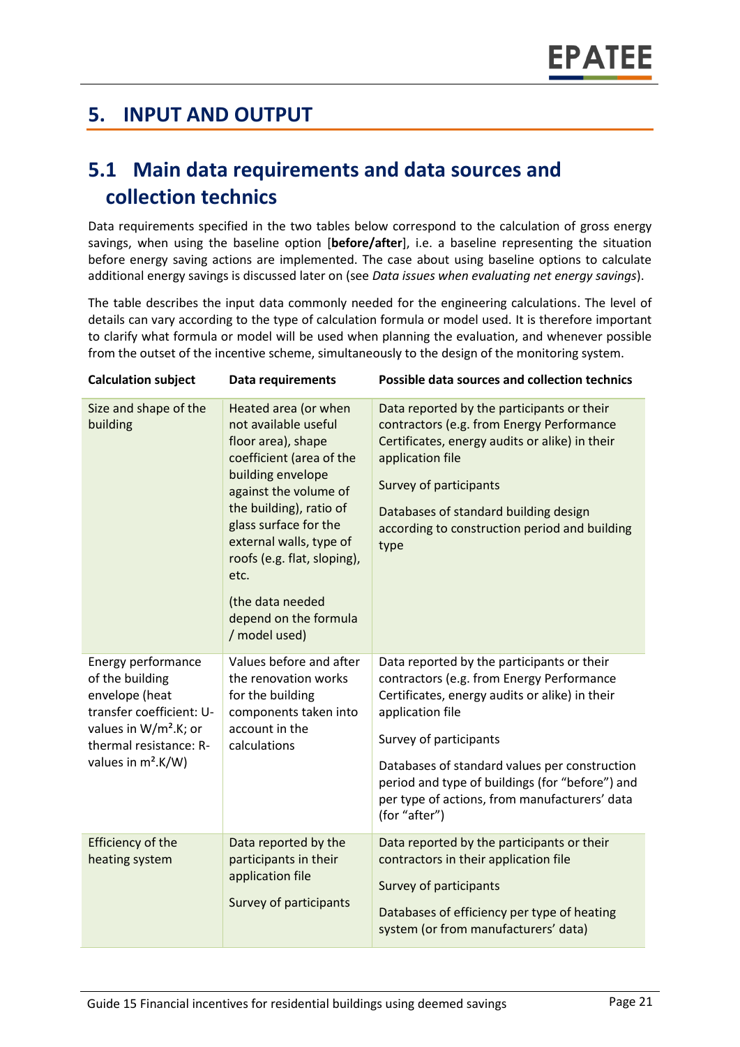# 5. INPUT AND OUTPUT

## 5.1 Main data requirements and data sources and collection technics

Data requirements specified in the two tables below correspond to the calculation of gross energy savings, when using the baseline option [**before/after**], i.e. a baseline representing the situation before energy saving actions are implemented. The case about using baseline options to calculate additional energy savings is discussed later on (see *Data issues when evaluating net energy savings*).

The table describes the input data commonly needed for the engineering calculations. The level of details can vary according to the type of calculation formula or model used. It is therefore important to clarify what formula or model will be used when planning the evaluation, and whenever possible from the outset of the incentive scheme, simultaneously to the design of the monitoring system.

| Calculation subject | Data requirements | Possible data sources and collection technics |
|---|---|---|
| Size and shape of the building | Heated area (or when not available useful floor area), shape coefficient (area of the building envelope against the volume of the building), ratio of glass surface for the external walls, type of roofs (e.g. flat, sloping), etc.<br><br>(the data needed depend on the formula / model used) | Data reported by the participants or their contractors (e.g. from Energy Performance Certificates, energy audits or alike) in their application file<br><br>Survey of participants<br><br>Databases of standard building design according to construction period and building type |
| Energy performance of the building envelope (heat transfer coefficient: U-values in W/m².K; or thermal resistance: R-values in m².K/W) | Values before and after the renovation works for the building components taken into account in the calculations | Data reported by the participants or their contractors (e.g. from Energy Performance Certificates, energy audits or alike) in their application file<br><br>Survey of participants<br><br>Databases of standard values per construction period and type of buildings (for "before") and per type of actions, from manufacturers' data (for "after") |
| Efficiency of the heating system | Data reported by the participants in their application file<br><br>Survey of participants | Data reported by the participants or their contractors in their application file<br><br>Survey of participants<br><br>Databases of efficiency per type of heating system (or from manufacturers' data) |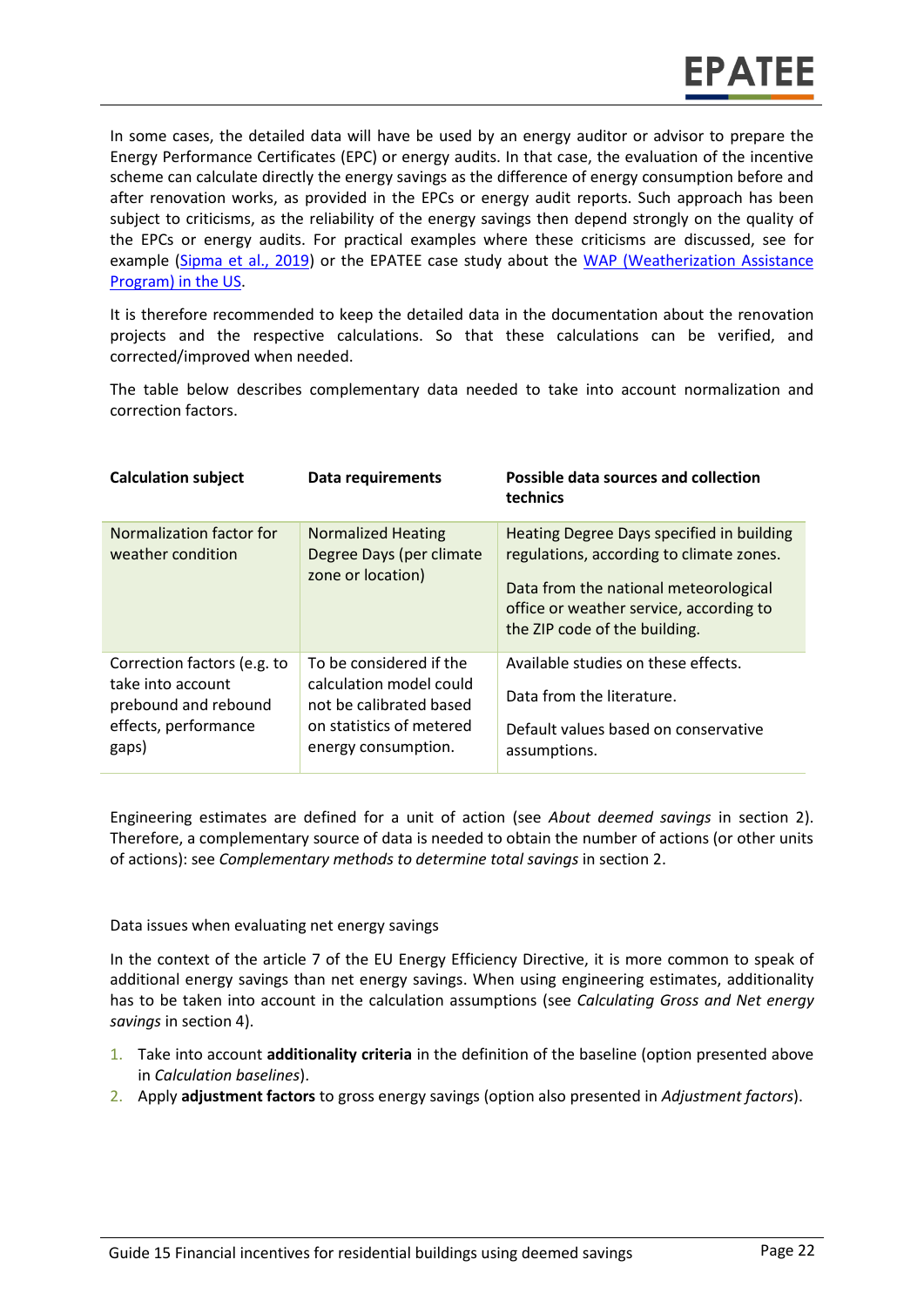In some cases, the detailed data will have be used by an energy auditor or advisor to prepare the Energy Performance Certificates (EPC) or energy audits. In that case, the evaluation of the incentive scheme can calculate directly the energy savings as the difference of energy consumption before and after renovation works, as provided in the EPCs or energy audit reports. Such approach has been subject to criticisms, as the reliability of the energy savings then depend strongly on the quality of the EPCs or energy audits. For practical examples where these criticisms are discussed, see for example (Sipma et al., 2019) or the EPATEE case study about the WAP (Weatherization Assistance Program) in the US.

It is therefore recommended to keep the detailed data in the documentation about the renovation projects and the respective calculations. So that these calculations can be verified, and corrected/improved when needed.

The table below describes complementary data needed to take into account normalization and correction factors.

| Calculation subject | Data requirements | Possible data sources and collection technics |
|---|---|---|
| Normalization factor for weather condition | Normalized Heating Degree Days (per climate zone or location) | Heating Degree Days specified in building regulations, according to climate zones.<br><br>Data from the national meteorological office or weather service, according to the ZIP code of the building. |
| Correction factors (e.g. to take into account prebound and rebound effects, performance gaps) | To be considered if the calculation model could not be calibrated based on statistics of metered energy consumption. | Available studies on these effects.<br><br>Data from the literature.<br><br>Default values based on conservative assumptions. |

Engineering estimates are defined for a unit of action (see *About deemed savings* in section 2). Therefore, a complementary source of data is needed to obtain the number of actions (or other units of actions): see *Complementary methods to determine total savings* in section 2.

Data issues when evaluating net energy savings

In the context of the article 7 of the EU Energy Efficiency Directive, it is more common to speak of additional energy savings than net energy savings. When using engineering estimates, additionality has to be taken into account in the calculation assumptions (see *Calculating Gross and Net energy savings* in section 4).

1. Take into account **additionality criteria** in the definition of the baseline (option presented above in *Calculation baselines*).
2. Apply **adjustment factors** to gross energy savings (option also presented in *Adjustment factors*).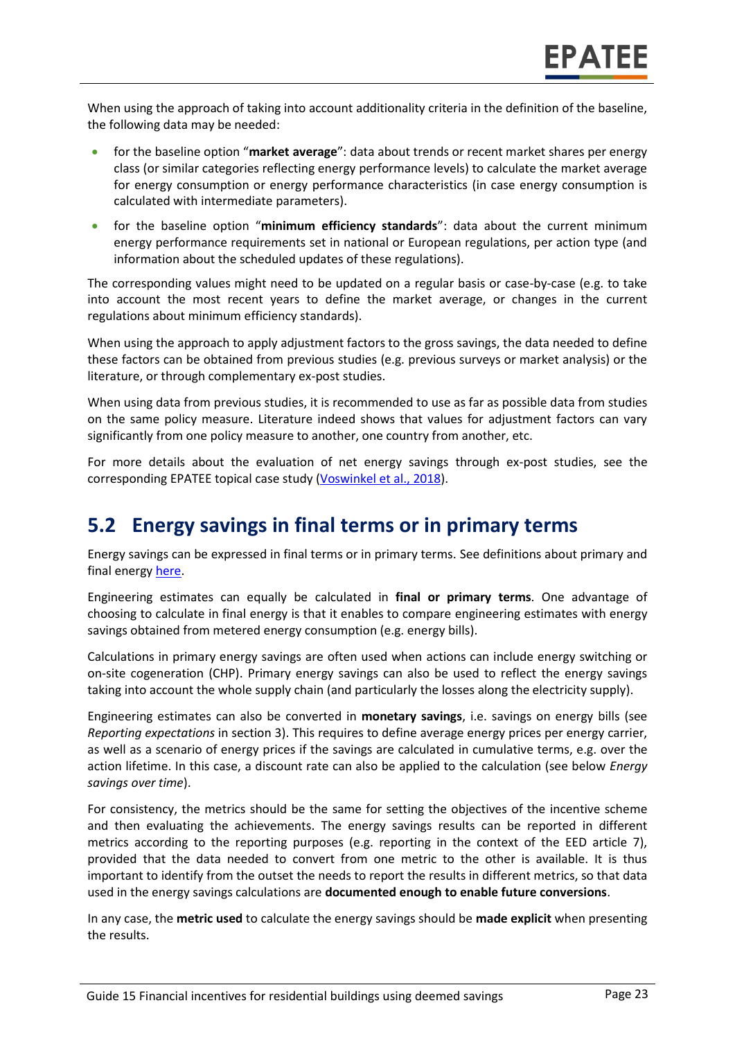When using the approach of taking into account additionality criteria in the definition of the baseline, the following data may be needed:

- for the baseline option "**market average**": data about trends or recent market shares per energy class (or similar categories reflecting energy performance levels) to calculate the market average for energy consumption or energy performance characteristics (in case energy consumption is calculated with intermediate parameters).
- for the baseline option "**minimum efficiency standards**": data about the current minimum energy performance requirements set in national or European regulations, per action type (and information about the scheduled updates of these regulations).

The corresponding values might need to be updated on a regular basis or case-by-case (e.g. to take into account the most recent years to define the market average, or changes in the current regulations about minimum efficiency standards).

When using the approach to apply adjustment factors to the gross savings, the data needed to define these factors can be obtained from previous studies (e.g. previous surveys or market analysis) or the literature, or through complementary ex-post studies.

When using data from previous studies, it is recommended to use as far as possible data from studies on the same policy measure. Literature indeed shows that values for adjustment factors can vary significantly from one policy measure to another, one country from another, etc.

For more details about the evaluation of net energy savings through ex-post studies, see the corresponding EPATEE topical case study (Voswinkel et al., 2018).

## 5.2 Energy savings in final terms or in primary terms

Energy savings can be expressed in final terms or in primary terms. See definitions about primary and final energy here.

Engineering estimates can equally be calculated in **final or primary terms**. One advantage of choosing to calculate in final energy is that it enables to compare engineering estimates with energy savings obtained from metered energy consumption (e.g. energy bills).

Calculations in primary energy savings are often used when actions can include energy switching or on-site cogeneration (CHP). Primary energy savings can also be used to reflect the energy savings taking into account the whole supply chain (and particularly the losses along the electricity supply).

Engineering estimates can also be converted in **monetary savings**, i.e. savings on energy bills (see *Reporting expectations* in section 3). This requires to define average energy prices per energy carrier, as well as a scenario of energy prices if the savings are calculated in cumulative terms, e.g. over the action lifetime. In this case, a discount rate can also be applied to the calculation (see below *Energy savings over time*).

For consistency, the metrics should be the same for setting the objectives of the incentive scheme and then evaluating the achievements. The energy savings results can be reported in different metrics according to the reporting purposes (e.g. reporting in the context of the EED article 7), provided that the data needed to convert from one metric to the other is available. It is thus important to identify from the outset the needs to report the results in different metrics, so that data used in the energy savings calculations are **documented enough to enable future conversions**.

In any case, the **metric used** to calculate the energy savings should be **made explicit** when presenting the results.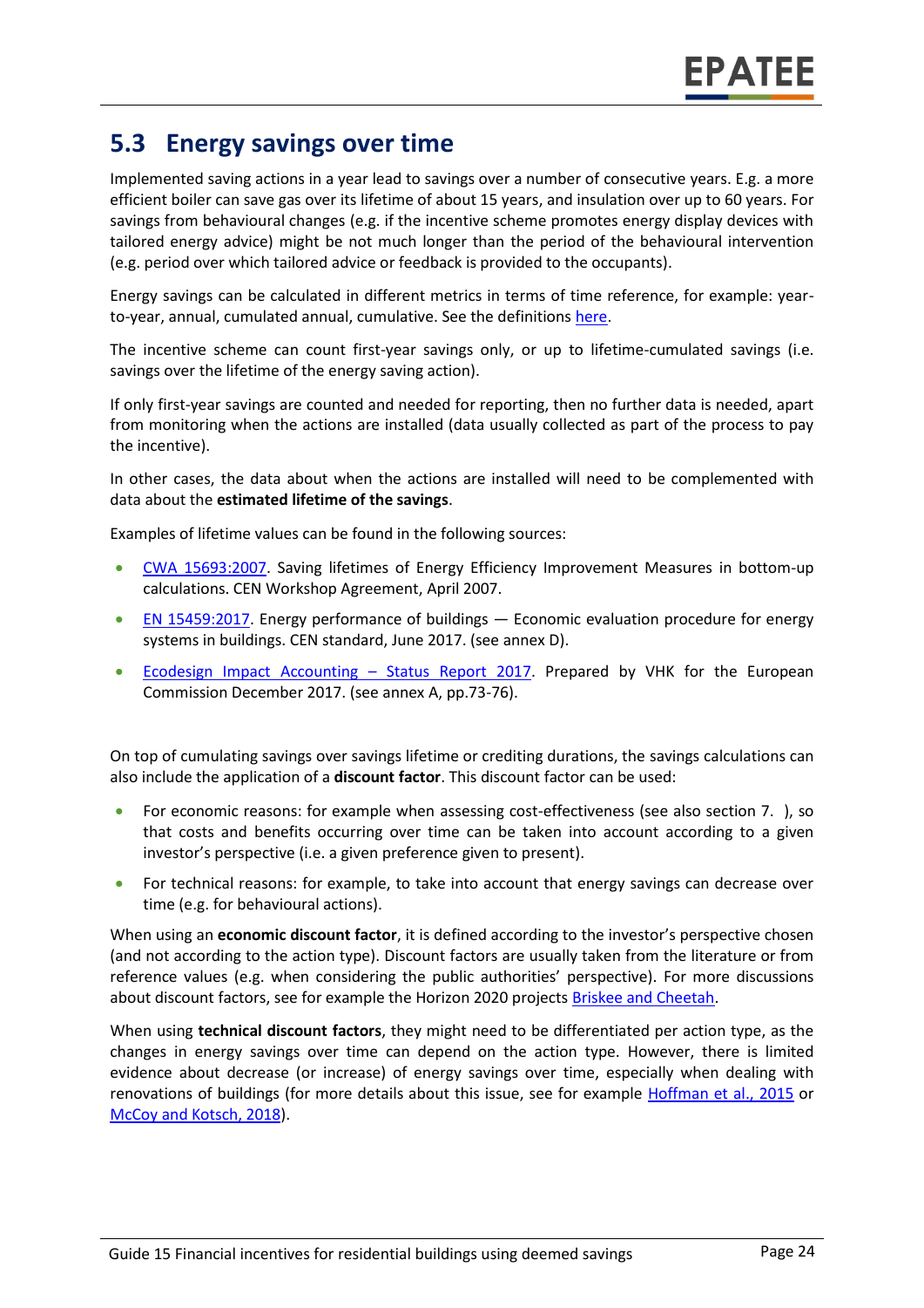## 5.3 Energy savings over time

Implemented saving actions in a year lead to savings over a number of consecutive years. E.g. a more efficient boiler can save gas over its lifetime of about 15 years, and insulation over up to 60 years. For savings from behavioural changes (e.g. if the incentive scheme promotes energy display devices with tailored energy advice) might be not much longer than the period of the behavioural intervention (e.g. period over which tailored advice or feedback is provided to the occupants).

Energy savings can be calculated in different metrics in terms of time reference, for example: year-to-year, annual, cumulated annual, cumulative. See the definitions here.

The incentive scheme can count first-year savings only, or up to lifetime-cumulated savings (i.e. savings over the lifetime of the energy saving action).

If only first-year savings are counted and needed for reporting, then no further data is needed, apart from monitoring when the actions are installed (data usually collected as part of the process to pay the incentive).

In other cases, the data about when the actions are installed will need to be complemented with data about the **estimated lifetime of the savings**.

Examples of lifetime values can be found in the following sources:

- CWA 15693:2007. Saving lifetimes of Energy Efficiency Improvement Measures in bottom-up calculations. CEN Workshop Agreement, April 2007.
- EN 15459:2017. Energy performance of buildings — Economic evaluation procedure for energy systems in buildings. CEN standard, June 2017. (see annex D).
- Ecodesign Impact Accounting – Status Report 2017. Prepared by VHK for the European Commission December 2017. (see annex A, pp.73-76).

On top of cumulating savings over savings lifetime or crediting durations, the savings calculations can also include the application of a **discount factor**. This discount factor can be used:

- For economic reasons: for example when assessing cost-effectiveness (see also section 7. ), so that costs and benefits occurring over time can be taken into account according to a given investor's perspective (i.e. a given preference given to present).
- For technical reasons: for example, to take into account that energy savings can decrease over time (e.g. for behavioural actions).

When using an **economic discount factor**, it is defined according to the investor's perspective chosen (and not according to the action type). Discount factors are usually taken from the literature or from reference values (e.g. when considering the public authorities' perspective). For more discussions about discount factors, see for example the Horizon 2020 projects Briskee and Cheetah.

When using **technical discount factors**, they might need to be differentiated per action type, as the changes in energy savings over time can depend on the action type. However, there is limited evidence about decrease (or increase) of energy savings over time, especially when dealing with renovations of buildings (for more details about this issue, see for example Hoffman et al., 2015 or McCoy and Kotsch, 2018).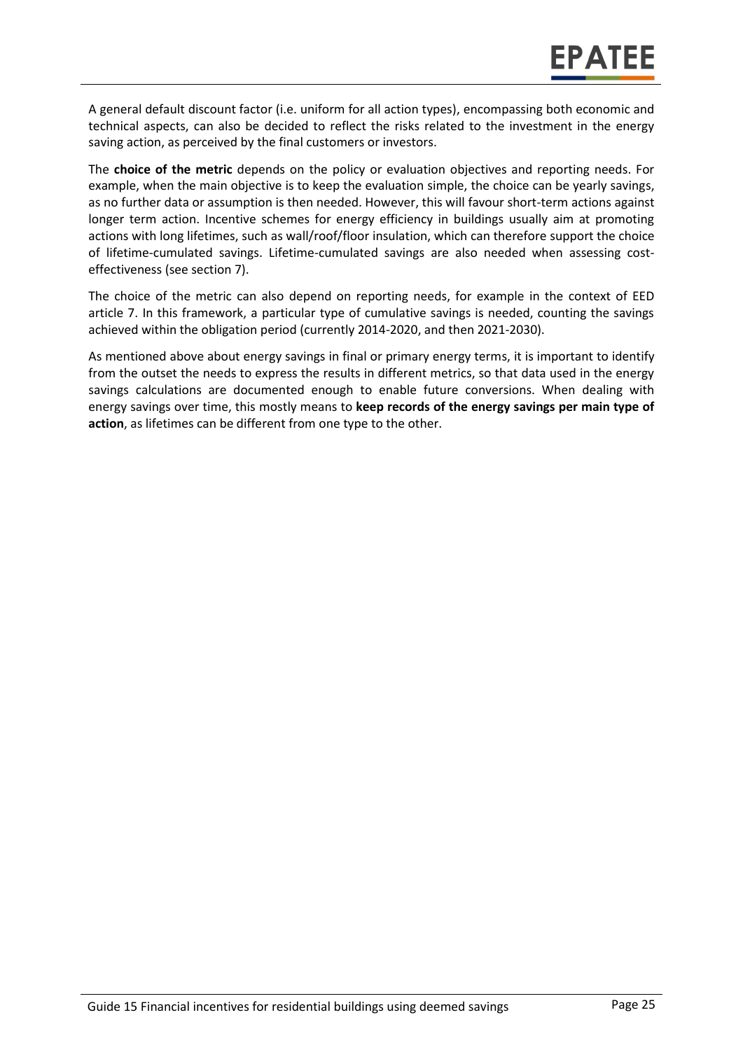A general default discount factor (i.e. uniform for all action types), encompassing both economic and technical aspects, can also be decided to reflect the risks related to the investment in the energy saving action, as perceived by the final customers or investors.

The **choice of the metric** depends on the policy or evaluation objectives and reporting needs. For example, when the main objective is to keep the evaluation simple, the choice can be yearly savings, as no further data or assumption is then needed. However, this will favour short-term actions against longer term action. Incentive schemes for energy efficiency in buildings usually aim at promoting actions with long lifetimes, such as wall/roof/floor insulation, which can therefore support the choice of lifetime-cumulated savings. Lifetime-cumulated savings are also needed when assessing cost-effectiveness (see section 7).

The choice of the metric can also depend on reporting needs, for example in the context of EED article 7. In this framework, a particular type of cumulative savings is needed, counting the savings achieved within the obligation period (currently 2014-2020, and then 2021-2030).

As mentioned above about energy savings in final or primary energy terms, it is important to identify from the outset the needs to express the results in different metrics, so that data used in the energy savings calculations are documented enough to enable future conversions. When dealing with energy savings over time, this mostly means to **keep records of the energy savings per main type of action**, as lifetimes can be different from one type to the other.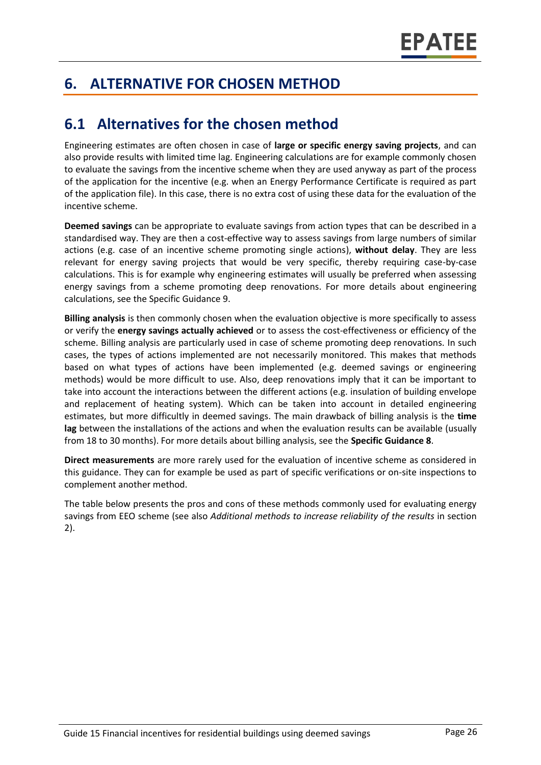# 6. ALTERNATIVE FOR CHOSEN METHOD

## 6.1 Alternatives for the chosen method

Engineering estimates are often chosen in case of **large or specific energy saving projects**, and can also provide results with limited time lag. Engineering calculations are for example commonly chosen to evaluate the savings from the incentive scheme when they are used anyway as part of the process of the application for the incentive (e.g. when an Energy Performance Certificate is required as part of the application file). In this case, there is no extra cost of using these data for the evaluation of the incentive scheme.

**Deemed savings** can be appropriate to evaluate savings from action types that can be described in a standardised way. They are then a cost-effective way to assess savings from large numbers of similar actions (e.g. case of an incentive scheme promoting single actions), **without delay**. They are less relevant for energy saving projects that would be very specific, thereby requiring case-by-case calculations. This is for example why engineering estimates will usually be preferred when assessing energy savings from a scheme promoting deep renovations. For more details about engineering calculations, see the Specific Guidance 9.

**Billing analysis** is then commonly chosen when the evaluation objective is more specifically to assess or verify the **energy savings actually achieved** or to assess the cost-effectiveness or efficiency of the scheme. Billing analysis are particularly used in case of scheme promoting deep renovations. In such cases, the types of actions implemented are not necessarily monitored. This makes that methods based on what types of actions have been implemented (e.g. deemed savings or engineering methods) would be more difficult to use. Also, deep renovations imply that it can be important to take into account the interactions between the different actions (e.g. insulation of building envelope and replacement of heating system). Which can be taken into account in detailed engineering estimates, but more difficultly in deemed savings. The main drawback of billing analysis is the **time lag** between the installations of the actions and when the evaluation results can be available (usually from 18 to 30 months). For more details about billing analysis, see the **Specific Guidance 8**.

**Direct measurements** are more rarely used for the evaluation of incentive scheme as considered in this guidance. They can for example be used as part of specific verifications or on-site inspections to complement another method.

The table below presents the pros and cons of these methods commonly used for evaluating energy savings from EEO scheme (see also *Additional methods to increase reliability of the results* in section 2).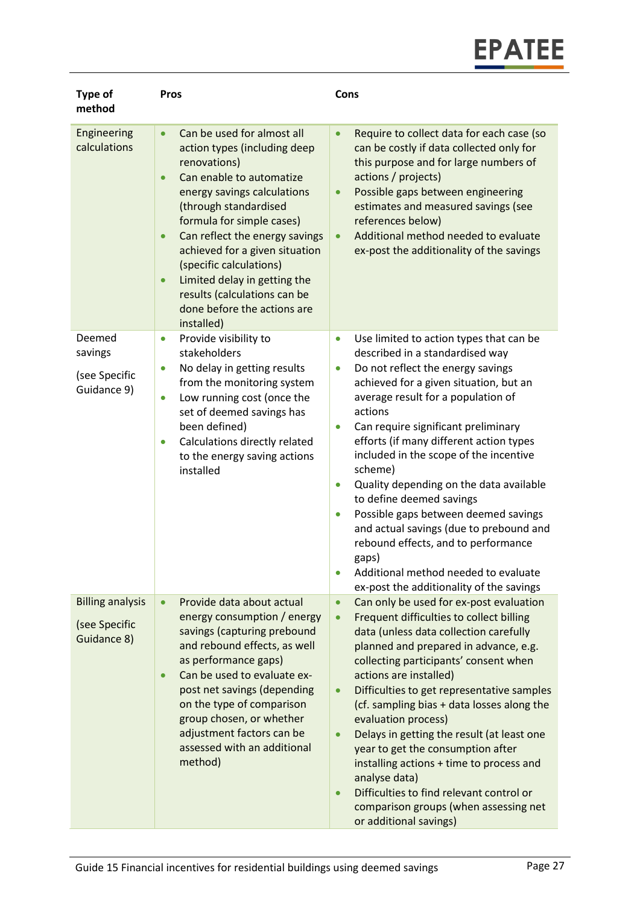| Type of method | Pros | Cons |
|---|---|---|
| Engineering calculations | • Can be used for almost all action types (including deep renovations)<br>• Can enable to automatize energy savings calculations (through standardised formula for simple cases)<br>• Can reflect the energy savings achieved for a given situation (specific calculations)<br>• Limited delay in getting the results (calculations can be done before the actions are installed) | • Require to collect data for each case (so can be costly if data collected only for this purpose and for large numbers of actions / projects)<br>• Possible gaps between engineering estimates and measured savings (see references below)<br>• Additional method needed to evaluate ex-post the additionality of the savings |
| Deemed savings<br><br>(see Specific Guidance 9) | • Provide visibility to stakeholders<br>• No delay in getting results from the monitoring system<br>• Low running cost (once the set of deemed savings has been defined)<br>• Calculations directly related to the energy saving actions installed | • Use limited to action types that can be described in a standardised way<br>• Do not reflect the energy savings achieved for a given situation, but an average result for a population of actions<br>• Can require significant preliminary efforts (if many different action types included in the scope of the incentive scheme)<br>• Quality depending on the data available to define deemed savings<br>• Possible gaps between deemed savings and actual savings (due to prebound and rebound effects, and to performance gaps)<br>• Additional method needed to evaluate ex-post the additionality of the savings |
| Billing analysis<br><br>(see Specific Guidance 8) | • Provide data about actual energy consumption / energy savings (capturing prebound and rebound effects, as well as performance gaps)<br>• Can be used to evaluate ex-post net savings (depending on the type of comparison group chosen, or whether adjustment factors can be assessed with an additional method) | • Can only be used for ex-post evaluation<br>• Frequent difficulties to collect billing data (unless data collection carefully planned and prepared in advance, e.g. collecting participants' consent when actions are installed)<br>• Difficulties to get representative samples (cf. sampling bias + data losses along the evaluation process)<br>• Delays in getting the result (at least one year to get the consumption after installing actions + time to process and analyse data)<br>• Difficulties to find relevant control or comparison groups (when assessing net or additional savings) |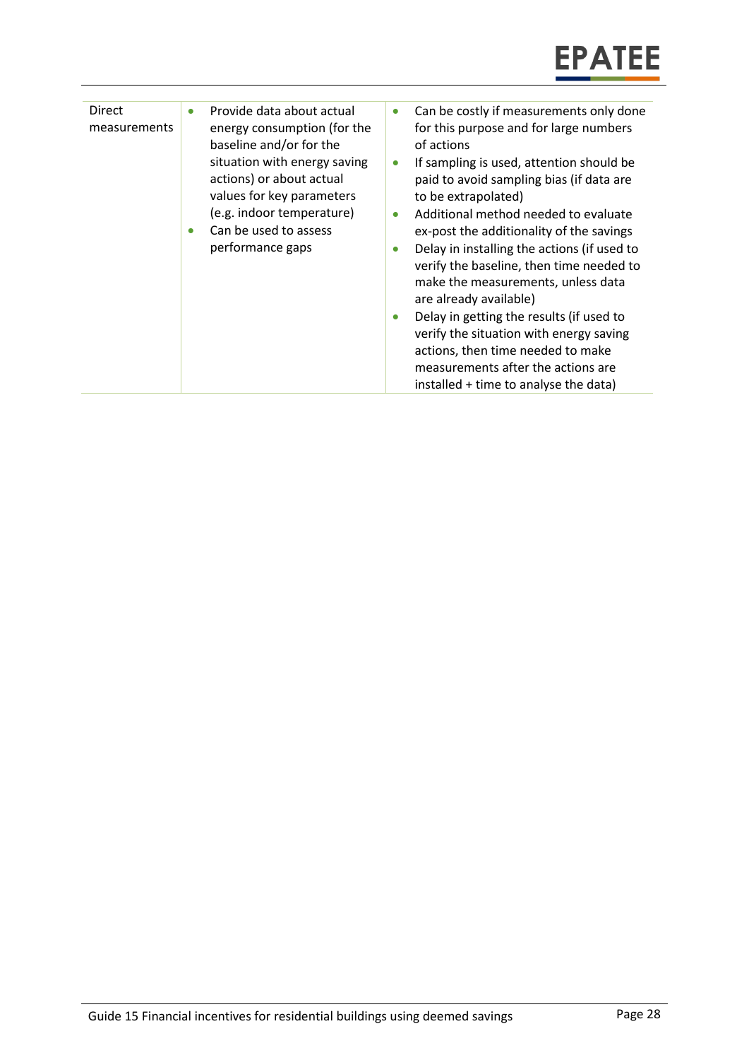| | | |
|---|---|---|
| Direct measurements | • Provide data about actual energy consumption (for the baseline and/or for the situation with energy saving actions) or about actual values for key parameters (e.g. indoor temperature)<br>• Can be used to assess performance gaps | • Can be costly if measurements only done for this purpose and for large numbers of actions<br>• If sampling is used, attention should be paid to avoid sampling bias (if data are to be extrapolated)<br>• Additional method needed to evaluate ex-post the additionality of the savings<br>• Delay in installing the actions (if used to verify the baseline, then time needed to make the measurements, unless data are already available)<br>• Delay in getting the results (if used to verify the situation with energy saving actions, then time needed to make measurements after the actions are installed + time to analyse the data) |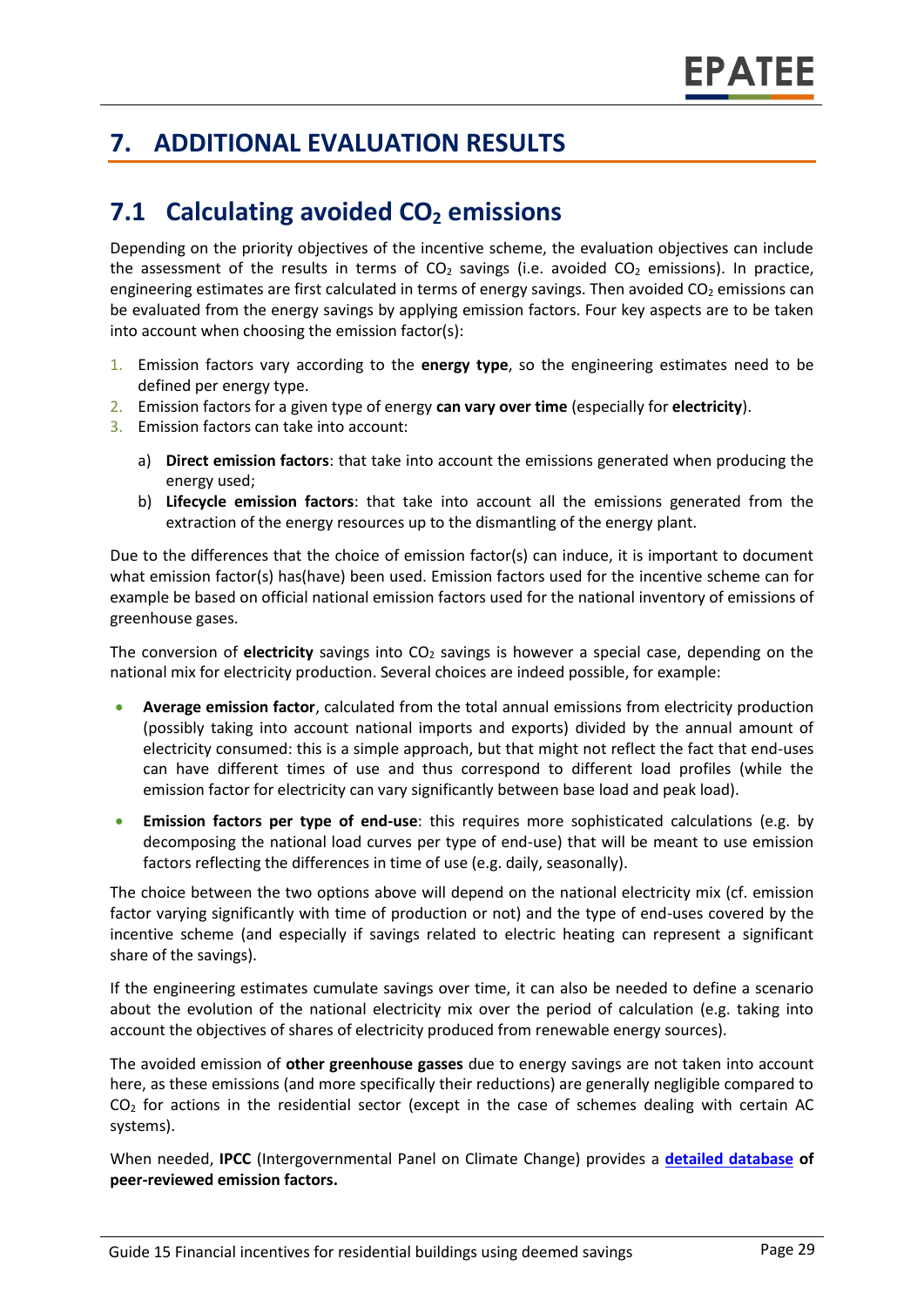# 7. ADDITIONAL EVALUATION RESULTS

## 7.1 Calculating avoided $CO_2$ emissions

Depending on the priority objectives of the incentive scheme, the evaluation objectives can include the assessment of the results in terms of $CO_2$ savings (i.e. avoided $CO_2$ emissions). In practice, engineering estimates are first calculated in terms of energy savings. Then avoided $CO_2$ emissions can be evaluated from the energy savings by applying emission factors. Four key aspects are to be taken into account when choosing the emission factor(s):

1. Emission factors vary according to the **energy type**, so the engineering estimates need to be defined per energy type.
2. Emission factors for a given type of energy **can vary over time** (especially for **electricity**).
3. Emission factors can take into account:
   a) **Direct emission factors**: that take into account the emissions generated when producing the energy used;
   b) **Lifecycle emission factors**: that take into account all the emissions generated from the extraction of the energy resources up to the dismantling of the energy plant.

Due to the differences that the choice of emission factor(s) can induce, it is important to document what emission factor(s) has(have) been used. Emission factors used for the incentive scheme can for example be based on official national emission factors used for the national inventory of emissions of greenhouse gases.

The conversion of **electricity** savings into $CO_2$ savings is however a special case, depending on the national mix for electricity production. Several choices are indeed possible, for example:

- **Average emission factor**, calculated from the total annual emissions from electricity production (possibly taking into account national imports and exports) divided by the annual amount of electricity consumed: this is a simple approach, but that might not reflect the fact that end-uses can have different times of use and thus correspond to different load profiles (while the emission factor for electricity can vary significantly between base load and peak load).
- **Emission factors per type of end-use**: this requires more sophisticated calculations (e.g. by decomposing the national load curves per type of end-use) that will be meant to use emission factors reflecting the differences in time of use (e.g. daily, seasonally).

The choice between the two options above will depend on the national electricity mix (cf. emission factor varying significantly with time of production or not) and the type of end-uses covered by the incentive scheme (and especially if savings related to electric heating can represent a significant share of the savings).

If the engineering estimates cumulate savings over time, it can also be needed to define a scenario about the evolution of the national electricity mix over the period of calculation (e.g. taking into account the objectives of shares of electricity produced from renewable energy sources).

The avoided emission of **other greenhouse gasses** due to energy savings are not taken into account here, as these emissions (and more specifically their reductions) are generally negligible compared to $CO_2$ for actions in the residential sector (except in the case of schemes dealing with certain AC systems).

When needed, **IPCC** (Intergovernmental Panel on Climate Change) provides a **detailed database of peer-reviewed emission factors.**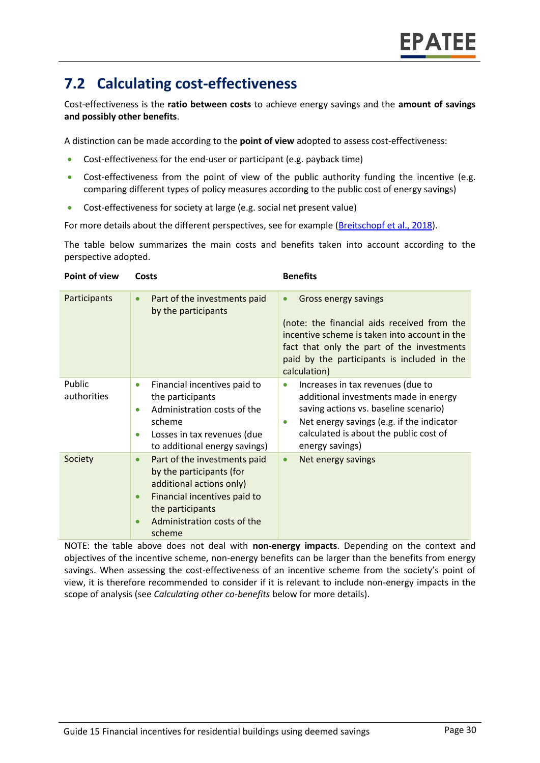## 7.2 Calculating cost-effectiveness

Cost-effectiveness is the **ratio between costs** to achieve energy savings and the **amount of savings and possibly other benefits**.

A distinction can be made according to the **point of view** adopted to assess cost-effectiveness:

- Cost-effectiveness for the end-user or participant (e.g. payback time)
- Cost-effectiveness from the point of view of the public authority funding the incentive (e.g. comparing different types of policy measures according to the public cost of energy savings)
- Cost-effectiveness for society at large (e.g. social net present value)

For more details about the different perspectives, see for example (Breitschopf et al., 2018).

The table below summarizes the main costs and benefits taken into account according to the perspective adopted.

| Point of view | Costs | Benefits |
|---|---|---|
| Participants | • Part of the investments paid by the participants | • Gross energy savings<br><br>(note: the financial aids received from the incentive scheme is taken into account in the fact that only the part of the investments paid by the participants is included in the calculation) |
| Public authorities | • Financial incentives paid to the participants<br>• Administration costs of the scheme<br>• Losses in tax revenues (due to additional energy savings) | • Increases in tax revenues (due to additional investments made in energy saving actions vs. baseline scenario)<br>• Net energy savings (e.g. if the indicator calculated is about the public cost of energy savings) |
| Society | • Part of the investments paid by the participants (for additional actions only)<br>• Financial incentives paid to the participants<br>• Administration costs of the scheme | • Net energy savings |

NOTE: the table above does not deal with **non-energy impacts**. Depending on the context and objectives of the incentive scheme, non-energy benefits can be larger than the benefits from energy savings. When assessing the cost-effectiveness of an incentive scheme from the society's point of view, it is therefore recommended to consider if it is relevant to include non-energy impacts in the scope of analysis (see *Calculating other co-benefits* below for more details).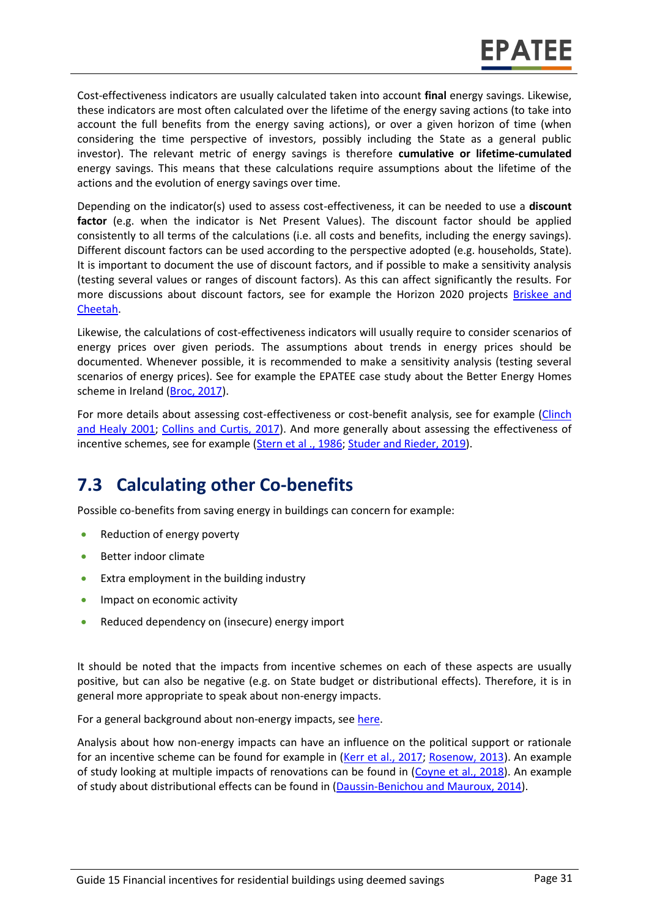Cost-effectiveness indicators are usually calculated taken into account **final** energy savings. Likewise, these indicators are most often calculated over the lifetime of the energy saving actions (to take into account the full benefits from the energy saving actions), or over a given horizon of time (when considering the time perspective of investors, possibly including the State as a general public investor). The relevant metric of energy savings is therefore **cumulative or lifetime-cumulated** energy savings. This means that these calculations require assumptions about the lifetime of the actions and the evolution of energy savings over time.

Depending on the indicator(s) used to assess cost-effectiveness, it can be needed to use a **discount factor** (e.g. when the indicator is Net Present Values). The discount factor should be applied consistently to all terms of the calculations (i.e. all costs and benefits, including the energy savings). Different discount factors can be used according to the perspective adopted (e.g. households, State). It is important to document the use of discount factors, and if possible to make a sensitivity analysis (testing several values or ranges of discount factors). As this can affect significantly the results. For more discussions about discount factors, see for example the Horizon 2020 projects Briskee and Cheetah.

Likewise, the calculations of cost-effectiveness indicators will usually require to consider scenarios of energy prices over given periods. The assumptions about trends in energy prices should be documented. Whenever possible, it is recommended to make a sensitivity analysis (testing several scenarios of energy prices). See for example the EPATEE case study about the Better Energy Homes scheme in Ireland (Broc, 2017).

For more details about assessing cost-effectiveness or cost-benefit analysis, see for example (Clinch and Healy 2001; Collins and Curtis, 2017). And more generally about assessing the effectiveness of incentive schemes, see for example (Stern et al ., 1986; Studer and Rieder, 2019).

## 7.3 Calculating other Co-benefits

Possible co-benefits from saving energy in buildings can concern for example:

- Reduction of energy poverty
- Better indoor climate
- Extra employment in the building industry
- Impact on economic activity
- Reduced dependency on (insecure) energy import

It should be noted that the impacts from incentive schemes on each of these aspects are usually positive, but can also be negative (e.g. on State budget or distributional effects). Therefore, it is in general more appropriate to speak about non-energy impacts.

For a general background about non-energy impacts, see here.

Analysis about how non-energy impacts can have an influence on the political support or rationale for an incentive scheme can be found for example in (Kerr et al., 2017; Rosenow, 2013). An example of study looking at multiple impacts of renovations can be found in (Coyne et al., 2018). An example of study about distributional effects can be found in (Daussin-Benichou and Mauroux, 2014).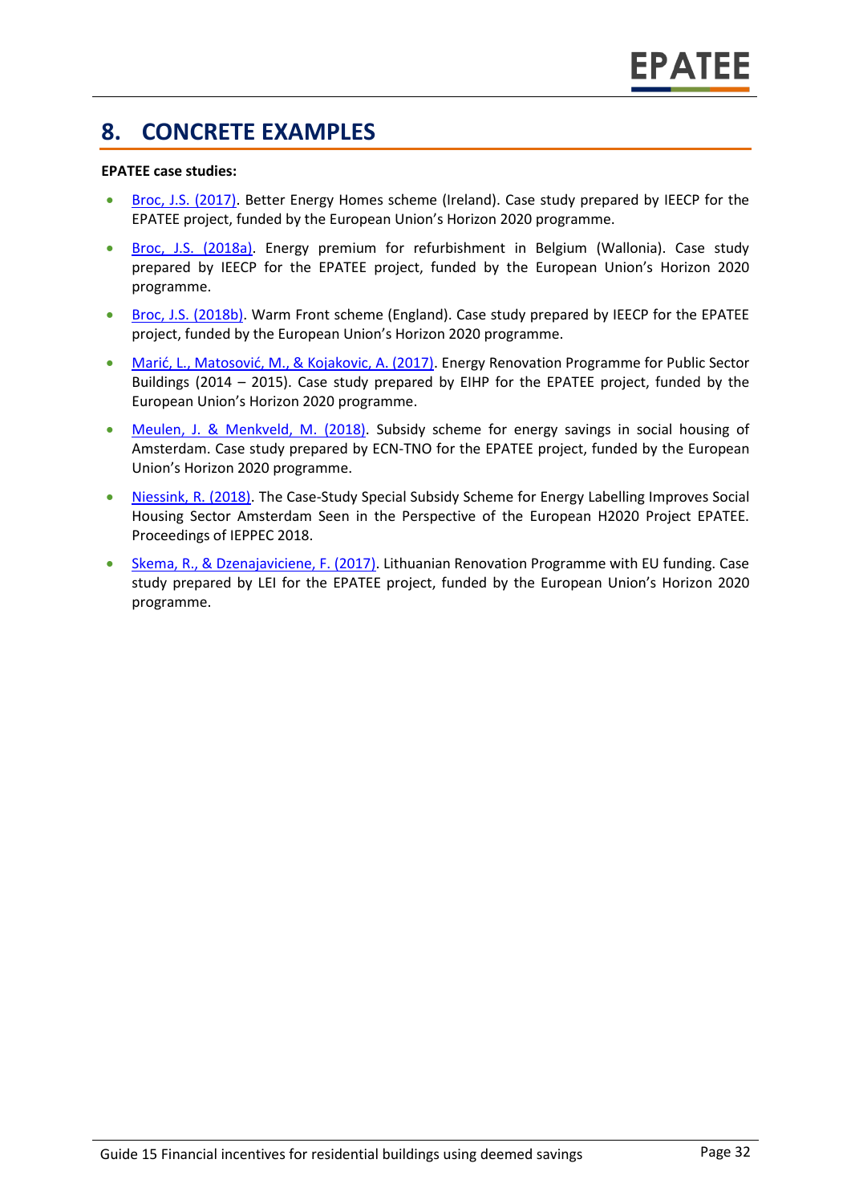# 8. CONCRETE EXAMPLES

**EPATEE case studies:**

- Broc, J.S. (2017). Better Energy Homes scheme (Ireland). Case study prepared by IEECP for the EPATEE project, funded by the European Union's Horizon 2020 programme.
- Broc, J.S. (2018a). Energy premium for refurbishment in Belgium (Wallonia). Case study prepared by IEECP for the EPATEE project, funded by the European Union's Horizon 2020 programme.
- Broc, J.S. (2018b). Warm Front scheme (England). Case study prepared by IEECP for the EPATEE project, funded by the European Union's Horizon 2020 programme.
- Marić, L., Matosović, M., & Kojakovic, A. (2017). Energy Renovation Programme for Public Sector Buildings (2014 – 2015). Case study prepared by EIHP for the EPATEE project, funded by the European Union's Horizon 2020 programme.
- Meulen, J. & Menkveld, M. (2018). Subsidy scheme for energy savings in social housing of Amsterdam. Case study prepared by ECN-TNO for the EPATEE project, funded by the European Union's Horizon 2020 programme.
- Niessink, R. (2018). The Case-Study Special Subsidy Scheme for Energy Labelling Improves Social Housing Sector Amsterdam Seen in the Perspective of the European H2020 Project EPATEE. Proceedings of IEPPEC 2018.
- Skema, R., & Dzenajaviciene, F. (2017). Lithuanian Renovation Programme with EU funding. Case study prepared by LEI for the EPATEE project, funded by the European Union's Horizon 2020 programme.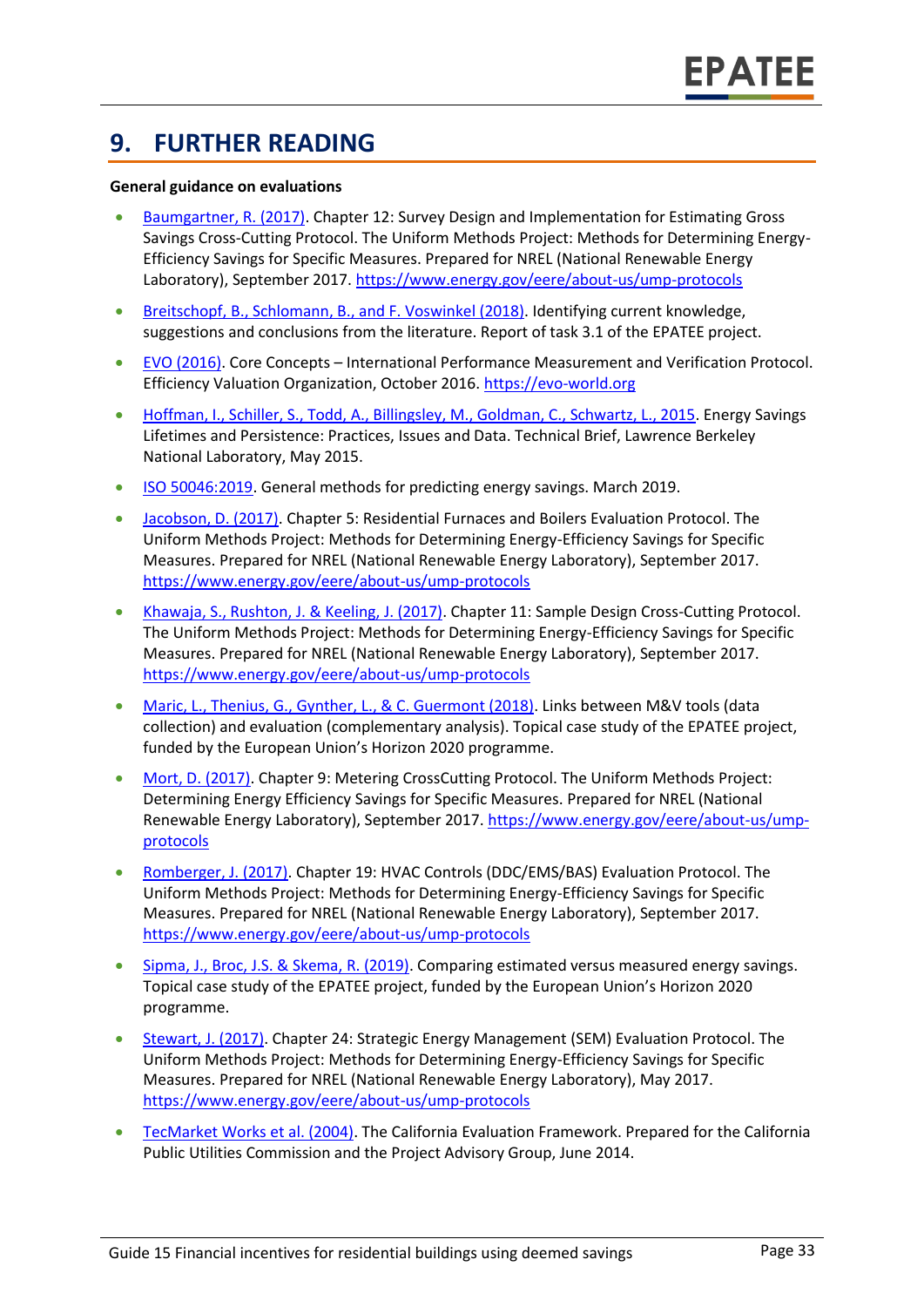# 9. FURTHER READING

**General guidance on evaluations**

- Baumgartner, R. (2017). Chapter 12: Survey Design and Implementation for Estimating Gross Savings Cross-Cutting Protocol. The Uniform Methods Project: Methods for Determining Energy-Efficiency Savings for Specific Measures. Prepared for NREL (National Renewable Energy Laboratory), September 2017. https://www.energy.gov/eere/about-us/ump-protocols
- Breitschopf, B., Schlomann, B., and F. Voswinkel (2018). Identifying current knowledge, suggestions and conclusions from the literature. Report of task 3.1 of the EPATEE project.
- EVO (2016). Core Concepts – International Performance Measurement and Verification Protocol. Efficiency Valuation Organization, October 2016. https://evo-world.org
- Hoffman, I., Schiller, S., Todd, A., Billingsley, M., Goldman, C., Schwartz, L., 2015. Energy Savings Lifetimes and Persistence: Practices, Issues and Data. Technical Brief, Lawrence Berkeley National Laboratory, May 2015.
- ISO 50046:2019. General methods for predicting energy savings. March 2019.
- Jacobson, D. (2017). Chapter 5: Residential Furnaces and Boilers Evaluation Protocol. The Uniform Methods Project: Methods for Determining Energy-Efficiency Savings for Specific Measures. Prepared for NREL (National Renewable Energy Laboratory), September 2017. https://www.energy.gov/eere/about-us/ump-protocols
- Khawaja, S., Rushton, J. & Keeling, J. (2017). Chapter 11: Sample Design Cross-Cutting Protocol. The Uniform Methods Project: Methods for Determining Energy-Efficiency Savings for Specific Measures. Prepared for NREL (National Renewable Energy Laboratory), September 2017. https://www.energy.gov/eere/about-us/ump-protocols
- Maric, L., Thenius, G., Gynther, L., & C. Guermont (2018). Links between M&V tools (data collection) and evaluation (complementary analysis). Topical case study of the EPATEE project, funded by the European Union's Horizon 2020 programme.
- Mort, D. (2017). Chapter 9: Metering CrossCutting Protocol. The Uniform Methods Project: Determining Energy Efficiency Savings for Specific Measures. Prepared for NREL (National Renewable Energy Laboratory), September 2017. https://www.energy.gov/eere/about-us/ump-protocols
- Romberger, J. (2017). Chapter 19: HVAC Controls (DDC/EMS/BAS) Evaluation Protocol. The Uniform Methods Project: Methods for Determining Energy-Efficiency Savings for Specific Measures. Prepared for NREL (National Renewable Energy Laboratory), September 2017. https://www.energy.gov/eere/about-us/ump-protocols
- Sipma, J., Broc, J.S. & Skema, R. (2019). Comparing estimated versus measured energy savings. Topical case study of the EPATEE project, funded by the European Union's Horizon 2020 programme.
- Stewart, J. (2017). Chapter 24: Strategic Energy Management (SEM) Evaluation Protocol. The Uniform Methods Project: Methods for Determining Energy-Efficiency Savings for Specific Measures. Prepared for NREL (National Renewable Energy Laboratory), May 2017. https://www.energy.gov/eere/about-us/ump-protocols
- TecMarket Works et al. (2004). The California Evaluation Framework. Prepared for the California Public Utilities Commission and the Project Advisory Group, June 2014.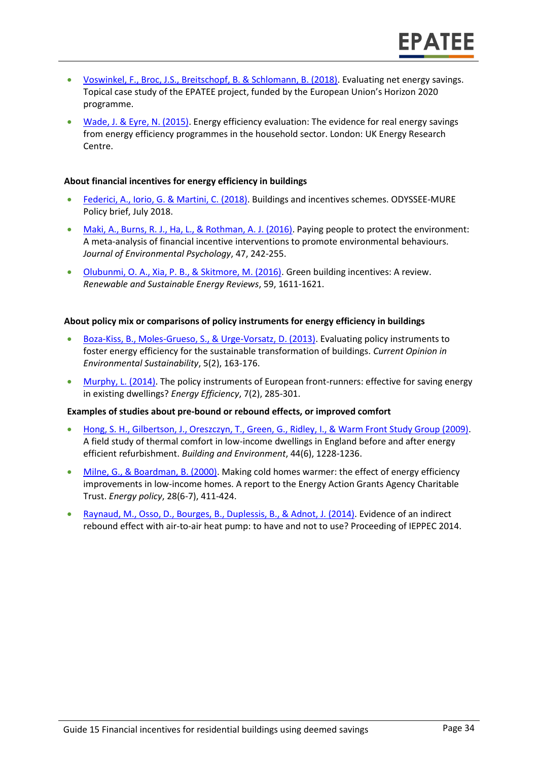- Voswinkel, F., Broc, J.S., Breitschopf, B. & Schlomann, B. (2018). Evaluating net energy savings. Topical case study of the EPATEE project, funded by the European Union's Horizon 2020 programme.
- Wade, J. & Eyre, N. (2015). Energy efficiency evaluation: The evidence for real energy savings from energy efficiency programmes in the household sector. London: UK Energy Research Centre.

**About financial incentives for energy efficiency in buildings**

- Federici, A., Iorio, G. & Martini, C. (2018). Buildings and incentives schemes. ODYSSEE-MURE Policy brief, July 2018.
- Maki, A., Burns, R. J., Ha, L., & Rothman, A. J. (2016). Paying people to protect the environment: A meta-analysis of financial incentive interventions to promote environmental behaviours. *Journal of Environmental Psychology*, 47, 242-255.
- Olubunmi, O. A., Xia, P. B., & Skitmore, M. (2016). Green building incentives: A review. *Renewable and Sustainable Energy Reviews*, 59, 1611-1621.

**About policy mix or comparisons of policy instruments for energy efficiency in buildings**

- Boza-Kiss, B., Moles-Grueso, S., & Urge-Vorsatz, D. (2013). Evaluating policy instruments to foster energy efficiency for the sustainable transformation of buildings. *Current Opinion in Environmental Sustainability*, 5(2), 163-176.
- Murphy, L. (2014). The policy instruments of European front-runners: effective for saving energy in existing dwellings? *Energy Efficiency*, 7(2), 285-301.

**Examples of studies about pre-bound or rebound effects, or improved comfort**

- Hong, S. H., Gilbertson, J., Oreszczyn, T., Green, G., Ridley, I., & Warm Front Study Group (2009). A field study of thermal comfort in low-income dwellings in England before and after energy efficient refurbishment. *Building and Environment*, 44(6), 1228-1236.
- Milne, G., & Boardman, B. (2000). Making cold homes warmer: the effect of energy efficiency improvements in low-income homes. A report to the Energy Action Grants Agency Charitable Trust. *Energy policy*, 28(6-7), 411-424.
- Raynaud, M., Osso, D., Bourges, B., Duplessis, B., & Adnot, J. (2014). Evidence of an indirect rebound effect with air-to-air heat pump: to have and not to use? Proceeding of IEPPEC 2014.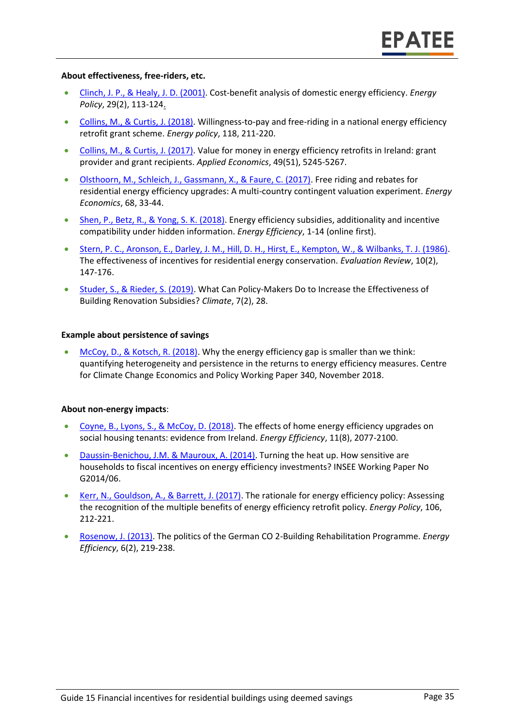**About effectiveness, free-riders, etc.**

- Clinch, J. P., & Healy, J. D. (2001). Cost-benefit analysis of domestic energy efficiency. *Energy Policy*, 29(2), 113-124.
- Collins, M., & Curtis, J. (2018). Willingness-to-pay and free-riding in a national energy efficiency retrofit grant scheme. *Energy policy*, 118, 211-220.
- Collins, M., & Curtis, J. (2017). Value for money in energy efficiency retrofits in Ireland: grant provider and grant recipients. *Applied Economics*, 49(51), 5245-5267.
- Olsthoorn, M., Schleich, J., Gassmann, X., & Faure, C. (2017). Free riding and rebates for residential energy efficiency upgrades: A multi-country contingent valuation experiment. *Energy Economics*, 68, 33-44.
- Shen, P., Betz, R., & Yong, S. K. (2018). Energy efficiency subsidies, additionality and incentive compatibility under hidden information. *Energy Efficiency*, 1-14 (online first).
- Stern, P. C., Aronson, E., Darley, J. M., Hill, D. H., Hirst, E., Kempton, W., & Wilbanks, T. J. (1986). The effectiveness of incentives for residential energy conservation. *Evaluation Review*, 10(2), 147-176.
- Studer, S., & Rieder, S. (2019). What Can Policy-Makers Do to Increase the Effectiveness of Building Renovation Subsidies? *Climate*, 7(2), 28.

**Example about persistence of savings**

- McCoy, D., & Kotsch, R. (2018). Why the energy efficiency gap is smaller than we think: quantifying heterogeneity and persistence in the returns to energy efficiency measures. Centre for Climate Change Economics and Policy Working Paper 340, November 2018.

**About non-energy impacts**:

- Coyne, B., Lyons, S., & McCoy, D. (2018). The effects of home energy efficiency upgrades on social housing tenants: evidence from Ireland. *Energy Efficiency*, 11(8), 2077-2100.
- Daussin-Benichou, J.M. & Mauroux, A. (2014). Turning the heat up. How sensitive are households to fiscal incentives on energy efficiency investments? INSEE Working Paper No G2014/06.
- Kerr, N., Gouldson, A., & Barrett, J. (2017). The rationale for energy efficiency policy: Assessing the recognition of the multiple benefits of energy efficiency retrofit policy. *Energy Policy*, 106, 212-221.
- Rosenow, J. (2013). The politics of the German CO 2-Building Rehabilitation Programme. *Energy Efficiency*, 6(2), 219-238.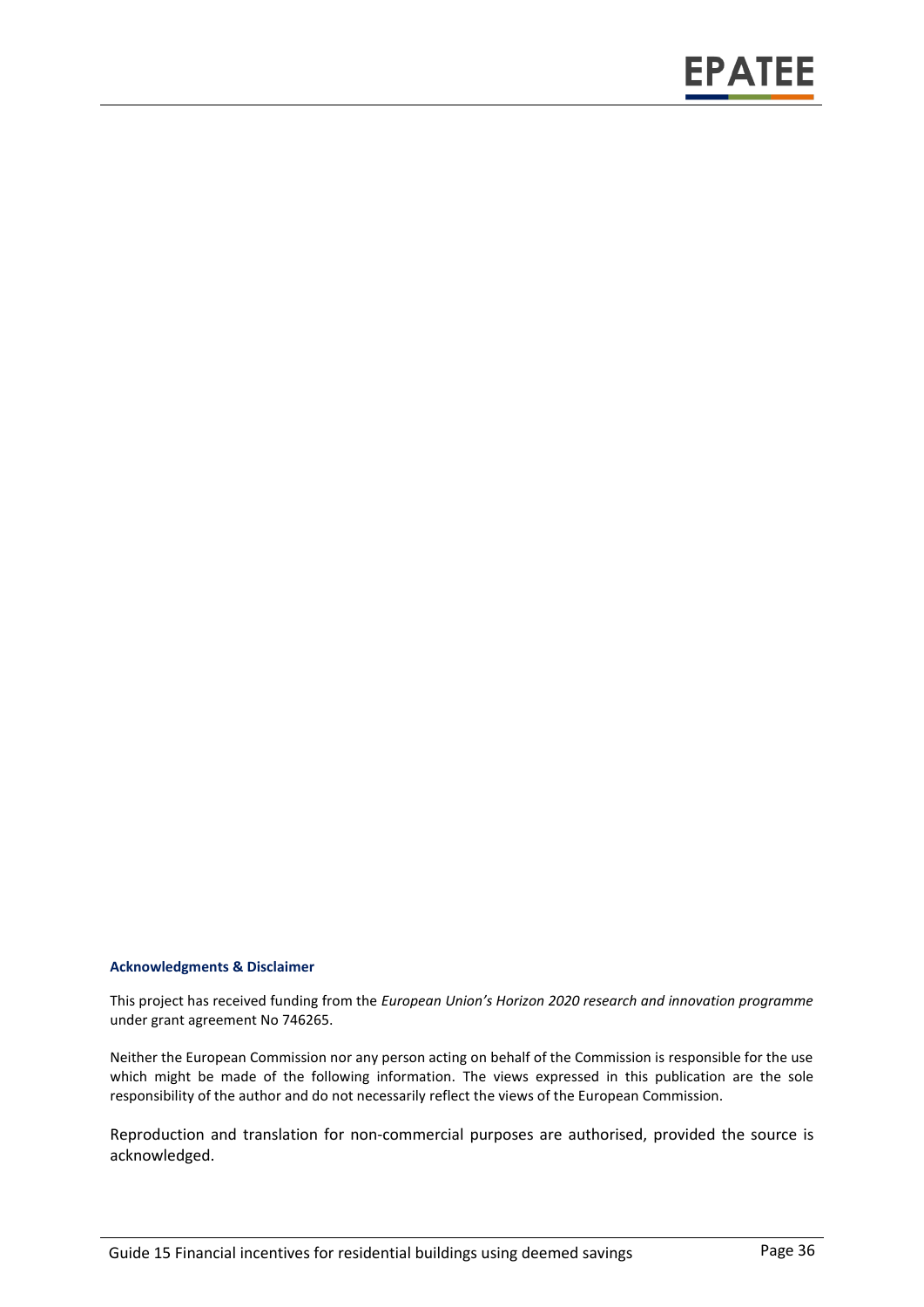#### Acknowledgments & Disclaimer

This project has received funding from the *European Union's Horizon 2020 research and innovation programme* under grant agreement No 746265.

Neither the European Commission nor any person acting on behalf of the Commission is responsible for the use which might be made of the following information. The views expressed in this publication are the sole responsibility of the author and do not necessarily reflect the views of the European Commission.

Reproduction and translation for non-commercial purposes are authorised, provided the source is acknowledged.